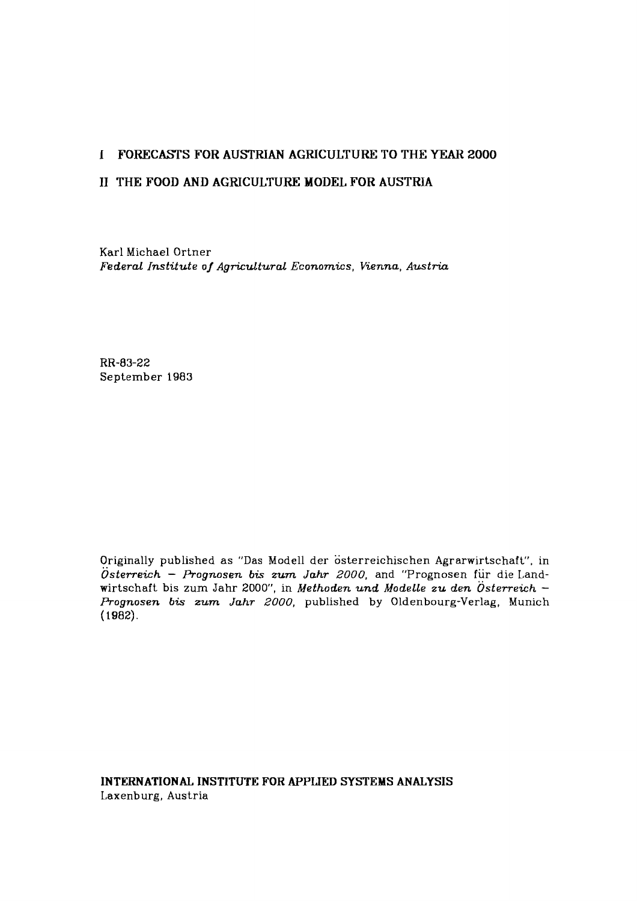# I FORECASTS FOR AUSTRIAN AGRICULTURE TO THE YEAR 2000

# II THE FOOD AND AGRICULTURE MODEL FOR AUSTRIA

Karl Michael Ortner
*Federal Institute of Agricultural Economics, Vienna, Austria*

RR-83-22
September 1983

Originally published as "Das Modell der österreichischen Agrarwirtschaft", in *Österreich – Prognosen bis zum Jahr 2000*, and "Prognosen für die Landwirtschaft bis zum Jahr 2000", in *Methoden und Modelle zu den Österreich – Prognosen bis zum Jahr 2000*, published by Oldenbourg-Verlag, Munich (1982).

**INTERNATIONAL INSTITUTE FOR APPLIED SYSTEMS ANALYSIS**
Laxenburg, Austria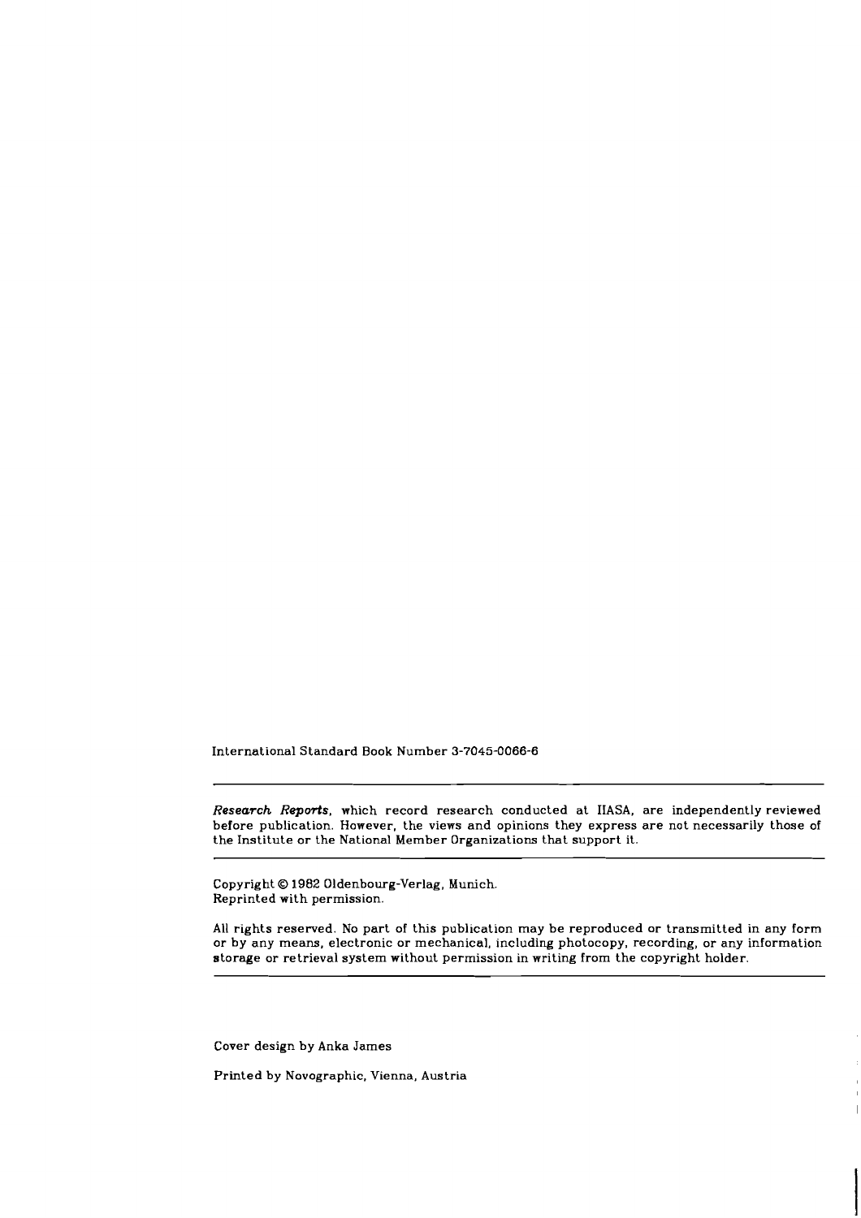International Standard Book Number 3-7045-0066-6

---

*Research Reports*, which record research conducted at IIASA, are independently reviewed before publication. However, the views and opinions they express are not necessarily those of the Institute or the National Member Organizations that support it.

---

Copyright © 1982 Oldenbourg-Verlag, Munich.
Reprinted with permission.

All rights reserved. No part of this publication may be reproduced or transmitted in any form or by any means, electronic or mechanical, including photocopy, recording, or any information storage or retrieval system without permission in writing from the copyright holder.

---

Cover design by Anka James

Printed by Novographic, Vienna, Austria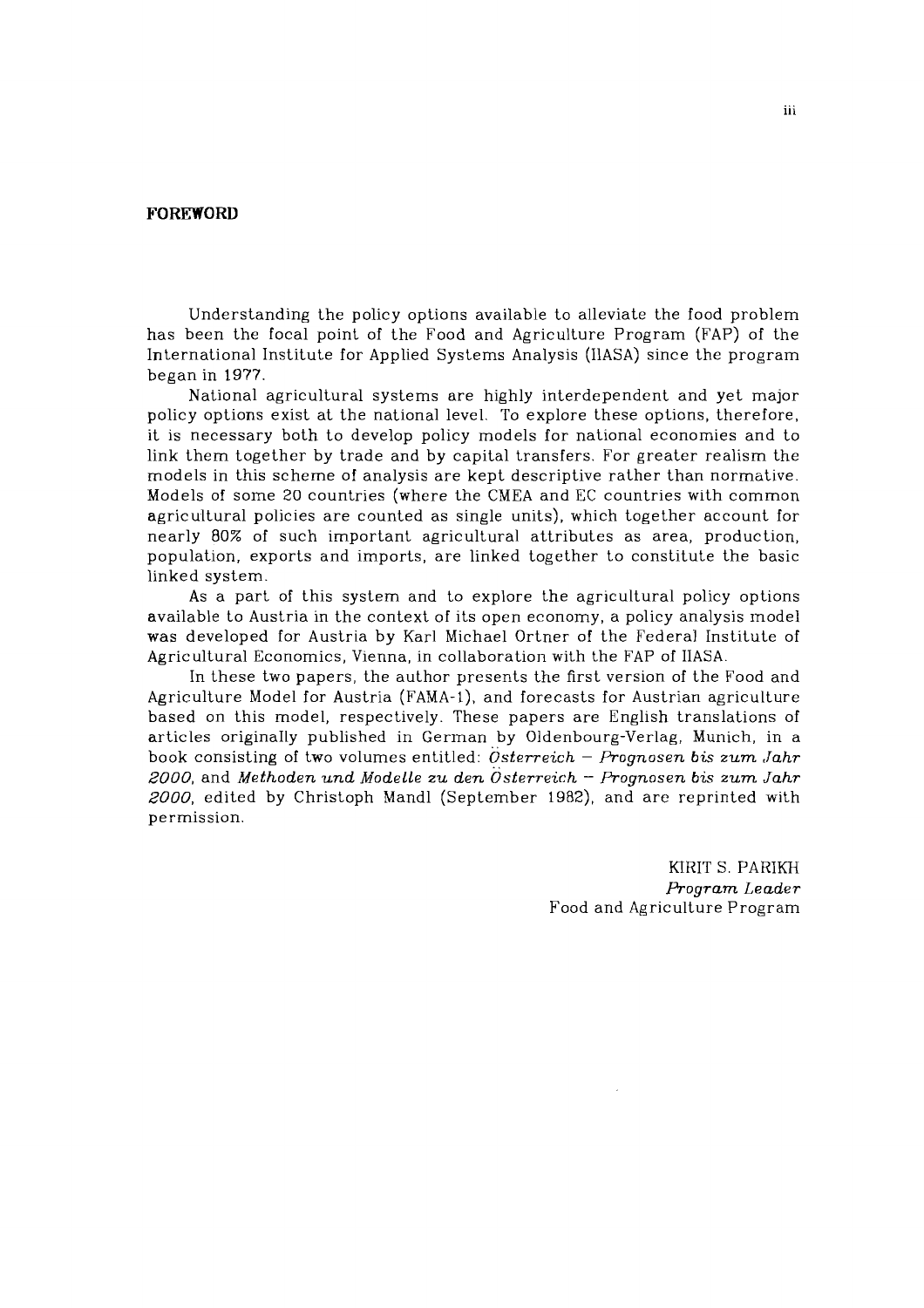## FOREWORD

Understanding the policy options available to alleviate the food problem has been the focal point of the Food and Agriculture Program (FAP) of the International Institute for Applied Systems Analysis (IIASA) since the program began in 1977.

National agricultural systems are highly interdependent and yet major policy options exist at the national level. To explore these options, therefore, it is necessary both to develop policy models for national economies and to link them together by trade and by capital transfers. For greater realism the models in this scheme of analysis are kept descriptive rather than normative. Models of some 20 countries (where the CMEA and EC countries with common agricultural policies are counted as single units), which together account for nearly 80% of such important agricultural attributes as area, production, population, exports and imports, are linked together to constitute the basic linked system.

As a part of this system and to explore the agricultural policy options available to Austria in the context of its open economy, a policy analysis model was developed for Austria by Karl Michael Ortner of the Federal Institute of Agricultural Economics, Vienna, in collaboration with the FAP of IIASA.

In these two papers, the author presents the first version of the Food and Agriculture Model for Austria (FAMA-1), and forecasts for Austrian agriculture based on this model, respectively. These papers are English translations of articles originally published in German by Oldenbourg-Verlag, Munich, in a book consisting of two volumes entitled: *Österreich – Prognosen bis zum Jahr 2000*, and *Methoden und Modelle zu den Österreich – Prognosen bis zum Jahr 2000*, edited by Christoph Mandl (September 1982), and are reprinted with permission.

KIRIT S. PARIKH
*Program Leader*
Food and Agriculture Program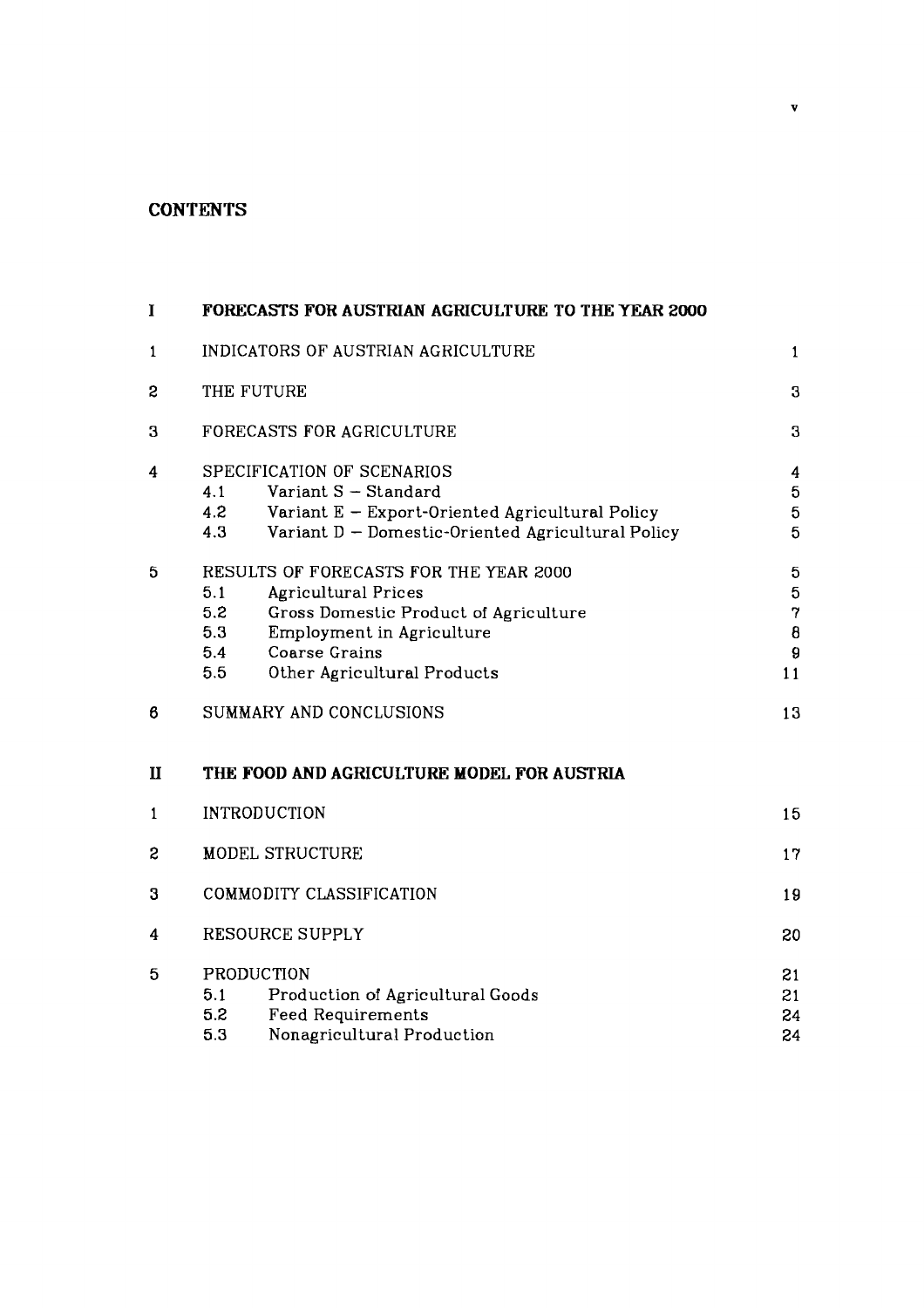## CONTENTS

| | | |
|---|---|---|
| **I** | **FORECASTS FOR AUSTRIAN AGRICULTURE TO THE YEAR 2000** | |
| 1 | INDICATORS OF AUSTRIAN AGRICULTURE | 1 |
| 2 | THE FUTURE | 3 |
| 3 | FORECASTS FOR AGRICULTURE | 3 |
| 4 | SPECIFICATION OF SCENARIOS | 4 |
| | 4.1 Variant S – Standard | 5 |
| | 4.2 Variant E – Export-Oriented Agricultural Policy | 5 |
| | 4.3 Variant D – Domestic-Oriented Agricultural Policy | 5 |
| 5 | RESULTS OF FORECASTS FOR THE YEAR 2000 | 5 |
| | 5.1 Agricultural Prices | 5 |
| | 5.2 Gross Domestic Product of Agriculture | 7 |
| | 5.3 Employment in Agriculture | 8 |
| | 5.4 Coarse Grains | 9 |
| | 5.5 Other Agricultural Products | 11 |
| 6 | SUMMARY AND CONCLUSIONS | 13 |
| **II** | **THE FOOD AND AGRICULTURE MODEL FOR AUSTRIA** | |
| 1 | INTRODUCTION | 15 |
| 2 | MODEL STRUCTURE | 17 |
| 3 | COMMODITY CLASSIFICATION | 19 |
| 4 | RESOURCE SUPPLY | 20 |
| 5 | PRODUCTION | 21 |
| | 5.1 Production of Agricultural Goods | 21 |
| | 5.2 Feed Requirements | 24 |
| | 5.3 Nonagricultural Production | 24 |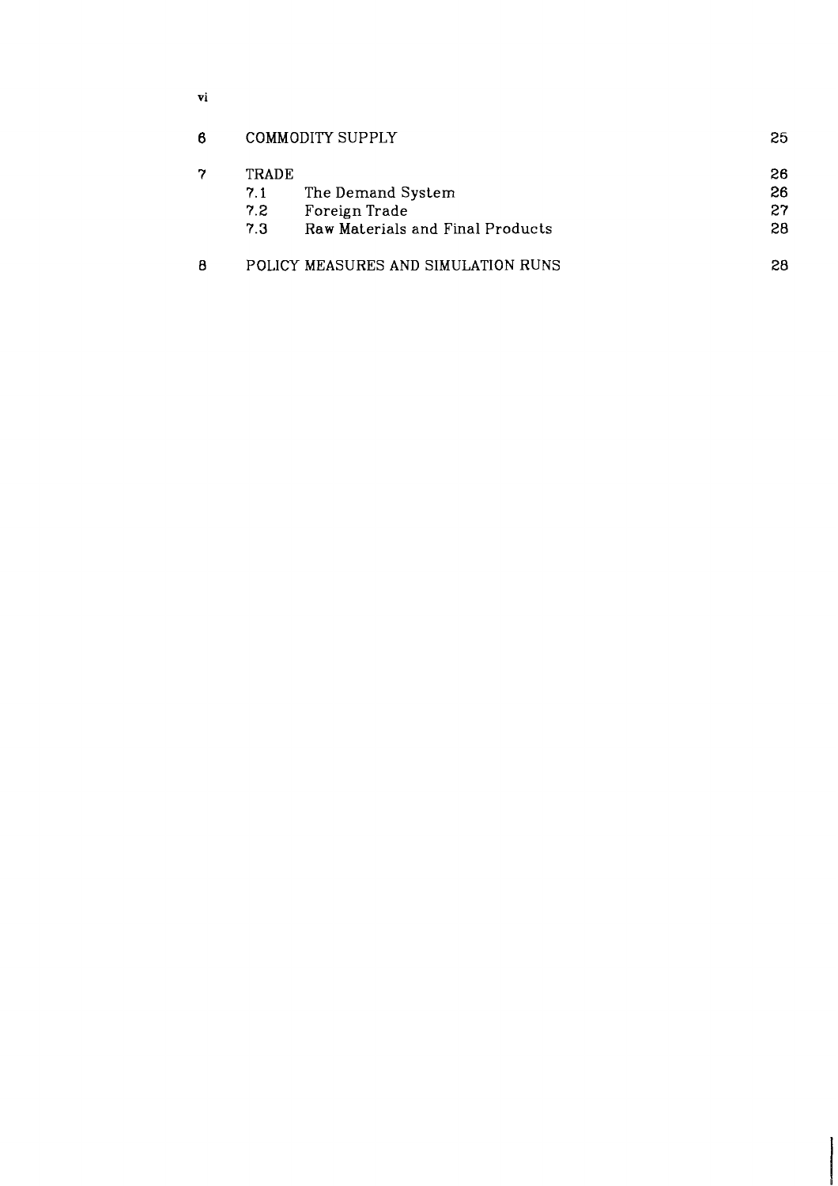| | | |
|---|---|---|
| 6 | COMMODITY SUPPLY | 25 |
| 7 | TRADE | 26 |
| | 7.1 The Demand System | 26 |
| | 7.2 Foreign Trade | 27 |
| | 7.3 Raw Materials and Final Products | 28 |
| 8 | POLICY MEASURES AND SIMULATION RUNS | 28 |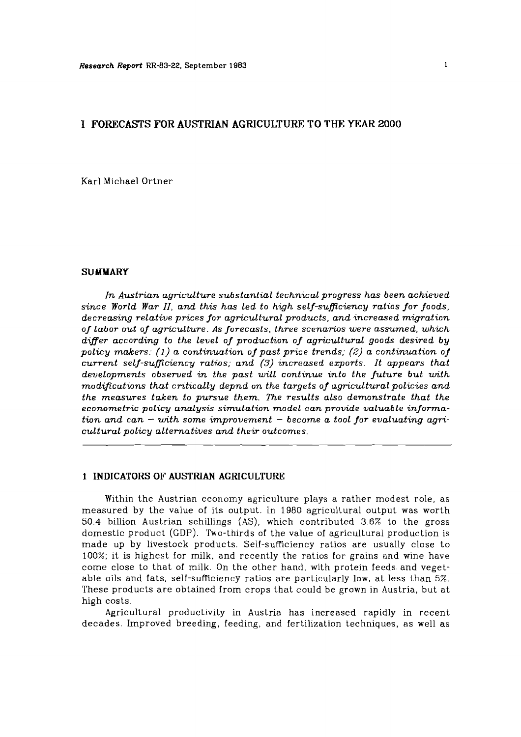# 1 FORECASTS FOR AUSTRIAN AGRICULTURE TO THE YEAR 2000

Karl Michael Ortner

## SUMMARY

*In Austrian agriculture substantial technical progress has been achieved since World War II, and this has led to high self-sufficiency ratios for foods, decreasing relative prices for agricultural products, and increased migration of labor out of agriculture. As forecasts, three scenarios were assumed, which differ according to the level of production of agricultural goods desired by policy makers: (1) a continuation of past price trends; (2) a continuation of current self-sufficiency ratios; and (3) increased exports. It appears that developments observed in the past will continue into the future but with modifications that critically depnd on the targets of agricultural policies and the measures taken to pursue them. The results also demonstrate that the econometric policy analysis simulation model can provide valuable information and can – with some improvement – become a tool for evaluating agricultural policy alternatives and their outcomes.*

## 1 INDICATORS OF AUSTRIAN AGRICULTURE

Within the Austrian economy agriculture plays a rather modest role, as measured by the value of its output. In 1980 agricultural output was worth 50.4 billion Austrian schillings (AS), which contributed 3.6% to the gross domestic product (GDP). Two-thirds of the value of agricultural production is made up by livestock products. Self-sufficiency ratios are usually close to 100%; it is highest for milk, and recently the ratios for grains and wine have come close to that of milk. On the other hand, with protein feeds and vegetable oils and fats, self-sufficiency ratios are particularly low, at less than 5%. These products are obtained from crops that could be grown in Austria, but at high costs.

Agricultural productivity in Austria has increased rapidly in recent decades. Improved breeding, feeding, and fertilization techniques, as well as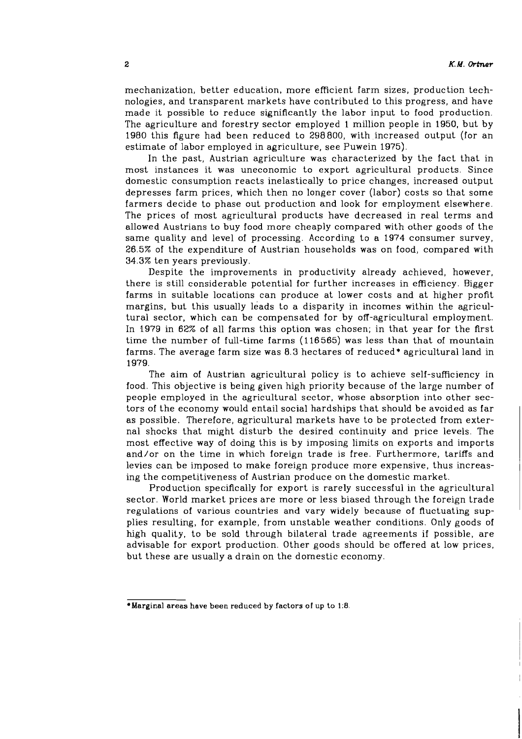mechanization, better education, more efficient farm sizes, production technologies, and transparent markets have contributed to this progress, and have made it possible to reduce significantly the labor input to food production. The agriculture and forestry sector employed 1 million people in 1950, but by 1980 this figure had been reduced to 298800, with increased output (for an estimate of labor employed in agriculture, see Puwein 1975).

In the past, Austrian agriculture was characterized by the fact that in most instances it was uneconomic to export agricultural products. Since domestic consumption reacts inelastically to price changes, increased output depresses farm prices, which then no longer cover (labor) costs so that some farmers decide to phase out production and look for employment elsewhere. The prices of most agricultural products have decreased in real terms and allowed Austrians to buy food more cheaply compared with other goods of the same quality and level of processing. According to a 1974 consumer survey, 26.5% of the expenditure of Austrian households was on food, compared with 34.3% ten years previously.

Despite the improvements in productivity already achieved, however, there is still considerable potential for further increases in efficiency. Bigger farms in suitable locations can produce at lower costs and at higher profit margins, but this usually leads to a disparity in incomes within the agricultural sector, which can be compensated for by off-agricultural employment. In 1979 in 62% of all farms this option was chosen; in that year for the first time the number of full-time farms (116565) was less than that of mountain farms. The average farm size was 8.3 hectares of reduced* agricultural land in 1979.

The aim of Austrian agricultural policy is to achieve self-sufficiency in food. This objective is being given high priority because of the large number of people employed in the agricultural sector, whose absorption into other sectors of the economy would entail social hardships that should be avoided as far as possible. Therefore, agricultural markets have to be protected from external shocks that might disturb the desired continuity and price levels. The most effective way of doing this is by imposing limits on exports and imports and/or on the time in which foreign trade is free. Furthermore, tariffs and levies can be imposed to make foreign produce more expensive, thus increasing the competitiveness of Austrian produce on the domestic market.

Production specifically for export is rarely successful in the agricultural sector. World market prices are more or less biased through the foreign trade regulations of various countries and vary widely because of fluctuating supplies resulting, for example, from unstable weather conditions. Only goods of high quality, to be sold through bilateral trade agreements if possible, are advisable for export production. Other goods should be offered at low prices, but these are usually a drain on the domestic economy.

---

*Marginal areas have been reduced by factors of up to 1:8.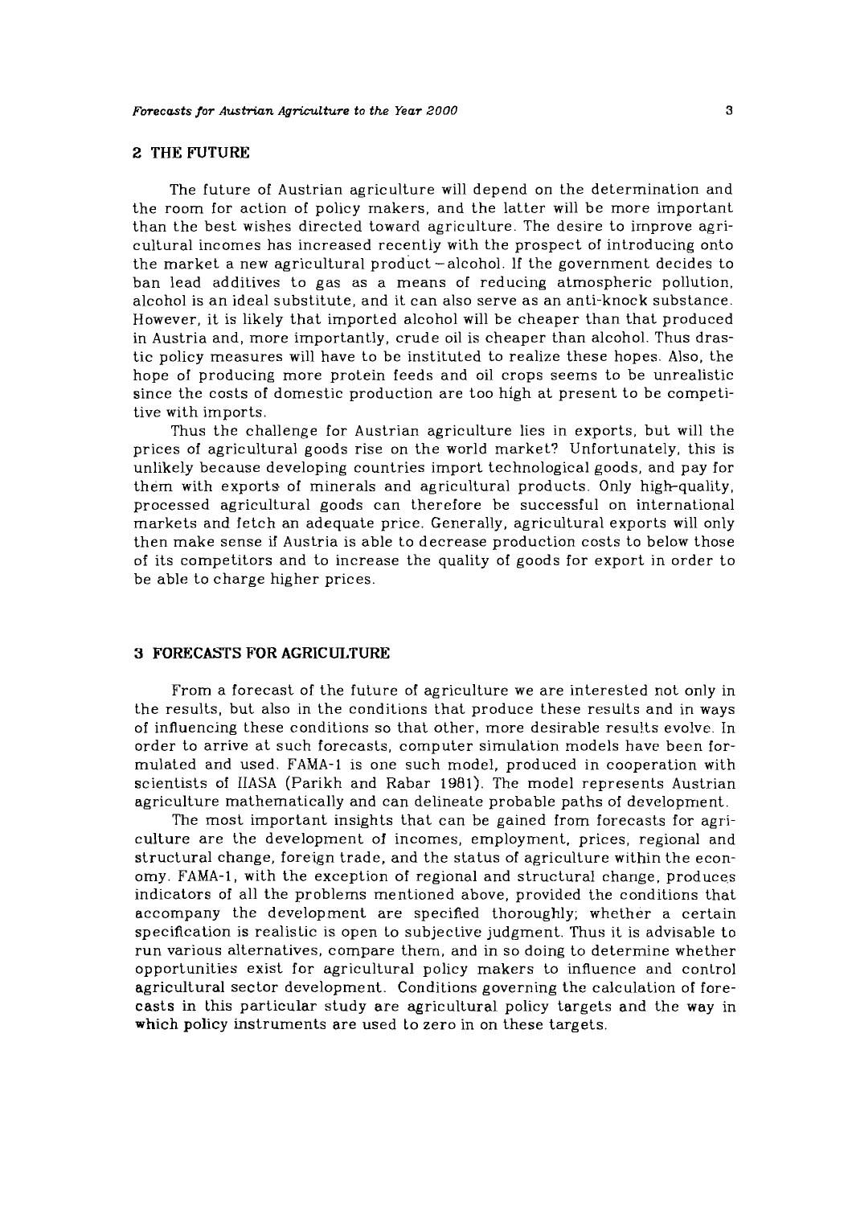## 2 THE FUTURE

The future of Austrian agriculture will depend on the determination and the room for action of policy makers, and the latter will be more important than the best wishes directed toward agriculture. The desire to improve agricultural incomes has increased recently with the prospect of introducing onto the market a new agricultural product – alcohol. If the government decides to ban lead additives to gas as a means of reducing atmospheric pollution, alcohol is an ideal substitute, and it can also serve as an anti-knock substance. However, it is likely that imported alcohol will be cheaper than that produced in Austria and, more importantly, crude oil is cheaper than alcohol. Thus drastic policy measures will have to be instituted to realize these hopes. Also, the hope of producing more protein feeds and oil crops seems to be unrealistic since the costs of domestic production are too high at present to be competitive with imports.

Thus the challenge for Austrian agriculture lies in exports, but will the prices of agricultural goods rise on the world market? Unfortunately, this is unlikely because developing countries import technological goods, and pay for them with exports of minerals and agricultural products. Only high-quality, processed agricultural goods can therefore be successful on international markets and fetch an adequate price. Generally, agricultural exports will only then make sense if Austria is able to decrease production costs to below those of its competitors and to increase the quality of goods for export in order to be able to charge higher prices.

## 3 FORECASTS FOR AGRICULTURE

From a forecast of the future of agriculture we are interested not only in the results, but also in the conditions that produce these results and in ways of influencing these conditions so that other, more desirable results evolve. In order to arrive at such forecasts, computer simulation models have been formulated and used. FAMA-1 is one such model, produced in cooperation with scientists of IIASA (Parikh and Rabar 1981). The model represents Austrian agriculture mathematically and can delineate probable paths of development.

The most important insights that can be gained from forecasts for agriculture are the development of incomes, employment, prices, regional and structural change, foreign trade, and the status of agriculture within the economy. FAMA-1, with the exception of regional and structural change, produces indicators of all the problems mentioned above, provided the conditions that accompany the development are specified thoroughly; whether a certain specification is realistic is open to subjective judgment. Thus it is advisable to run various alternatives, compare them, and in so doing to determine whether opportunities exist for agricultural policy makers to influence and control agricultural sector development. Conditions governing the calculation of forecasts in this particular study are agricultural policy targets and the way in which policy instruments are used to zero in on these targets.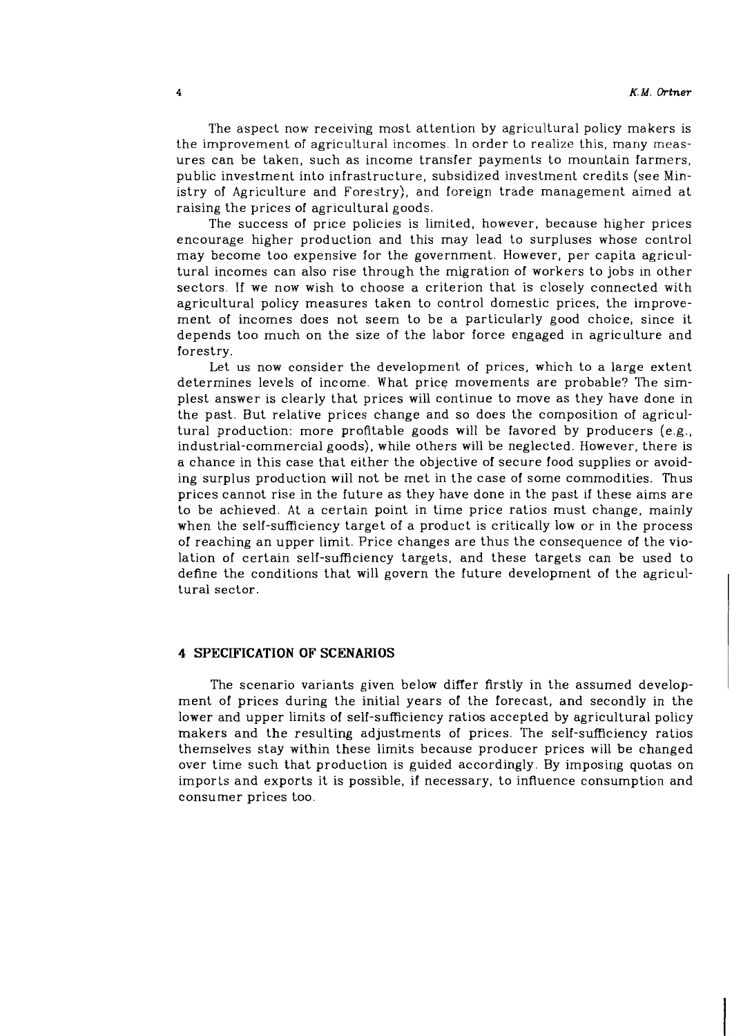The aspect now receiving most attention by agricultural policy makers is the improvement of agricultural incomes. In order to realize this, many measures can be taken, such as income transfer payments to mountain farmers, public investment into infrastructure, subsidized investment credits (see Ministry of Agriculture and Forestry), and foreign trade management aimed at raising the prices of agricultural goods.

The success of price policies is limited, however, because higher prices encourage higher production and this may lead to surpluses whose control may become too expensive for the government. However, per capita agricultural incomes can also rise through the migration of workers to jobs in other sectors. If we now wish to choose a criterion that is closely connected with agricultural policy measures taken to control domestic prices, the improvement of incomes does not seem to be a particularly good choice, since it depends too much on the size of the labor force engaged in agriculture and forestry.

Let us now consider the development of prices, which to a large extent determines levels of income. What price movements are probable? The simplest answer is clearly that prices will continue to move as they have done in the past. But relative prices change and so does the composition of agricultural production: more profitable goods will be favored by producers (e.g., industrial-commercial goods), while others will be neglected. However, there is a chance in this case that either the objective of secure food supplies or avoiding surplus production will not be met in the case of some commodities. Thus prices cannot rise in the future as they have done in the past if these aims are to be achieved. At a certain point in time price ratios must change, mainly when the self-sufficiency target of a product is critically low or in the process of reaching an upper limit. Price changes are thus the consequence of the violation of certain self-sufficiency targets, and these targets can be used to define the conditions that will govern the future development of the agricultural sector.

## 4 SPECIFICATION OF SCENARIOS

The scenario variants given below differ firstly in the assumed development of prices during the initial years of the forecast, and secondly in the lower and upper limits of self-sufficiency ratios accepted by agricultural policy makers and the resulting adjustments of prices. The self-sufficiency ratios themselves stay within these limits because producer prices will be changed over time such that production is guided accordingly. By imposing quotas on imports and exports it is possible, if necessary, to influence consumption and consumer prices too.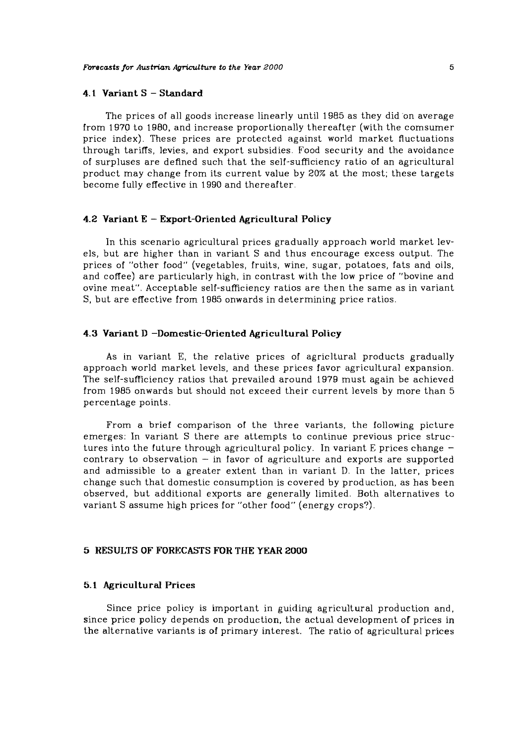### 4.1 Variant S – Standard

The prices of all goods increase linearly until 1985 as they did on average from 1970 to 1980, and increase proportionally thereafter (with the comsumer price index). These prices are protected against world market fluctuations through tariffs, levies, and export subsidies. Food security and the avoidance of surpluses are defined such that the self-sufficiency ratio of an agricultural product may change from its current value by 20% at the most; these targets become fully effective in 1990 and thereafter.

### 4.2 Variant E – Export-Oriented Agricultural Policy

In this scenario agricultural prices gradually approach world market levels, but are higher than in variant S and thus encourage excess output. The prices of "other food" (vegetables, fruits, wine, sugar, potatoes, fats and oils, and coffee) are particularly high, in contrast with the low price of "bovine and ovine meat". Acceptable self-sufficiency ratios are then the same as in variant S, but are effective from 1985 onwards in determining price ratios.

### 4.3 Variant D –Domestic-Oriented Agricultural Policy

As in variant E, the relative prices of agricltural products gradually approach world market levels, and these prices favor agricultural expansion. The self-sufficiency ratios that prevailed around 1979 must again be achieved from 1985 onwards but should not exceed their current levels by more than 5 percentage points.

From a brief comparison of the three variants, the following picture emerges: In variant S there are attempts to continue previous price structures into the future through agricultural policy. In variant E prices change – contrary to observation – in favor of agriculture and exports are supported and admissible to a greater extent than in variant D. In the latter, prices change such that domestic consumption is covered by production, as has been observed, but additional exports are generally limited. Both alternatives to variant S assume high prices for "other food" (energy crops?).

## 5 RESULTS OF FORECASTS FOR THE YEAR 2000

### 5.1 Agricultural Prices

Since price policy is important in guiding agricultural production and, since price policy depends on production, the actual development of prices in the alternative variants is of primary interest. The ratio of agricultural prices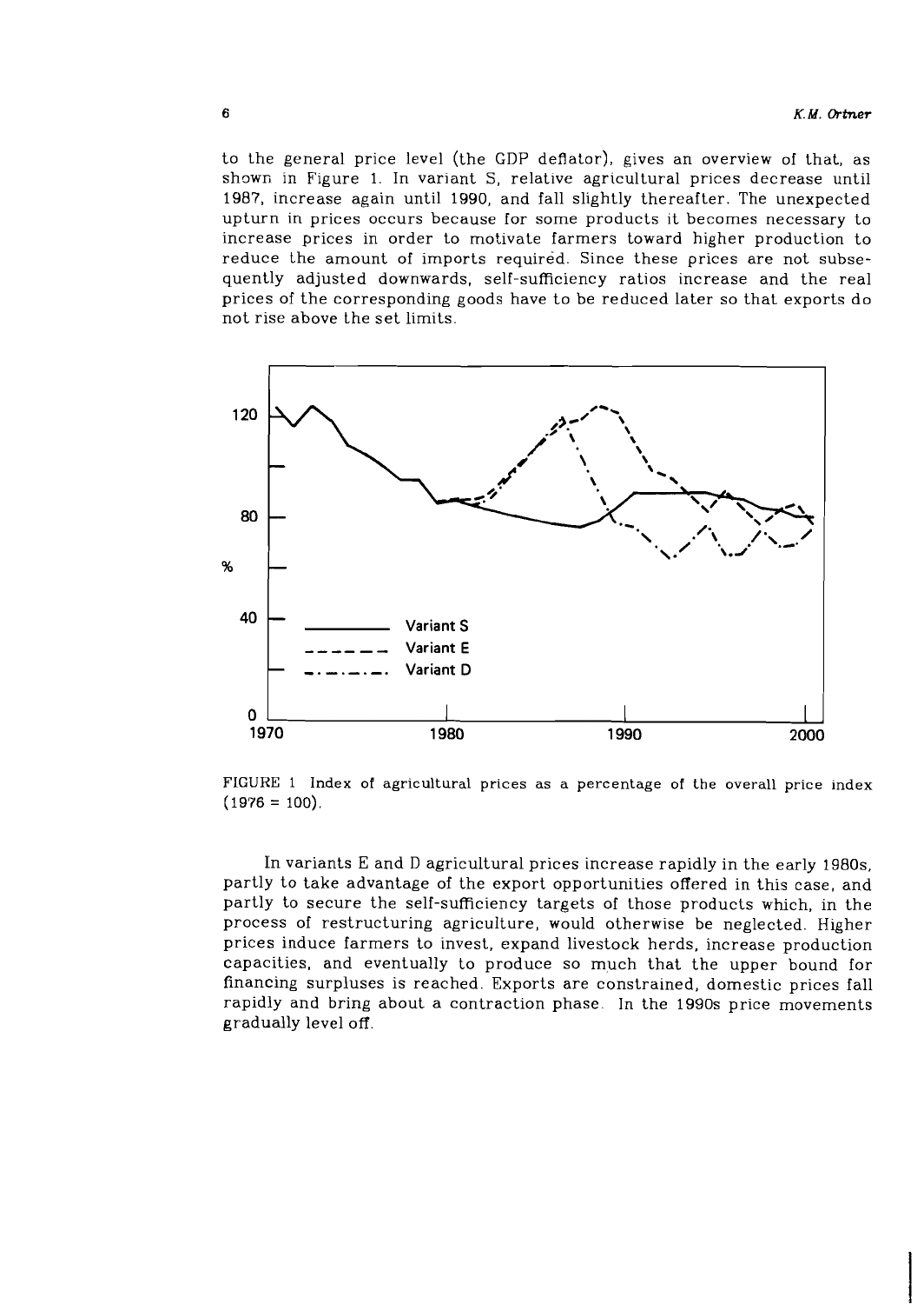to the general price level (the GDP deflator), gives an overview of that, as shown in Figure 1. In variant S, relative agricultural prices decrease until 1987, increase again until 1990, and fall slightly thereafter. The unexpected upturn in prices occurs because for some products it becomes necessary to increase prices in order to motivate farmers toward higher production to reduce the amount of imports required. Since these prices are not subsequently adjusted downwards, self-sufficiency ratios increase and the real prices of the corresponding goods have to be reduced later so that exports do not rise above the set limits.

FIGURE 1 Index of agricultural prices as a percentage of the overall price index (1976 = 100).

In variants E and D agricultural prices increase rapidly in the early 1980s, partly to take advantage of the export opportunities offered in this case, and partly to secure the self-sufficiency targets of those products which, in the process of restructuring agriculture, would otherwise be neglected. Higher prices induce farmers to invest, expand livestock herds, increase production capacities, and eventually to produce so much that the upper bound for financing surpluses is reached. Exports are constrained, domestic prices fall rapidly and bring about a contraction phase. In the 1990s price movements gradually level off.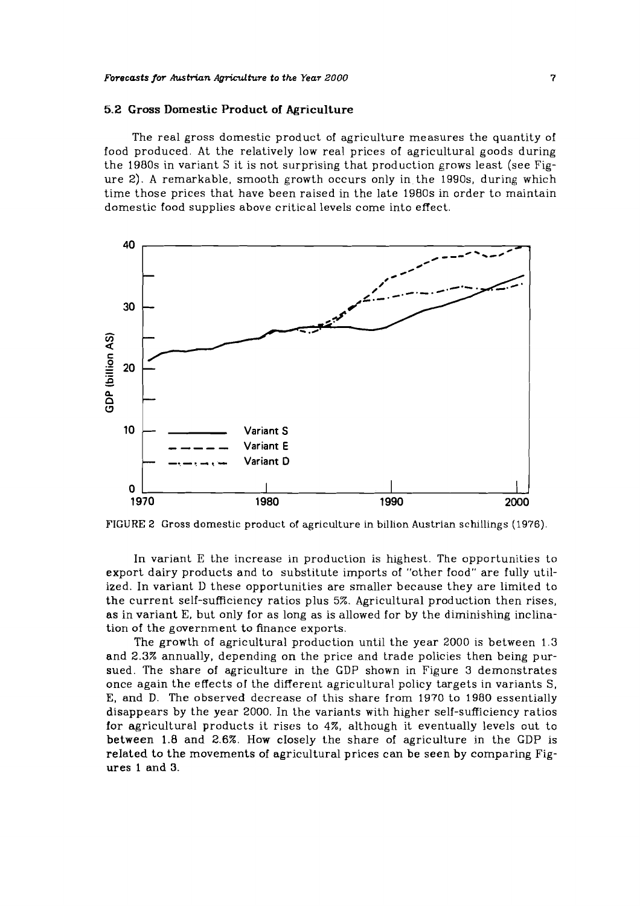## 5.2 Gross Domestic Product of Agriculture

The real gross domestic product of agriculture measures the quantity of food produced. At the relatively low real prices of agricultural goods during the 1980s in variant S it is not surprising that production grows least (see Figure 2). A remarkable, smooth growth occurs only in the 1990s, during which time those prices that have been raised in the late 1980s in order to maintain domestic food supplies above critical levels come into effect.

FIGURE 2 Gross domestic product of agriculture in billion Austrian schillings (1976).

In variant E the increase in production is highest. The opportunities to export dairy products and to substitute imports of "other food" are fully utilized. In variant D these opportunities are smaller because they are limited to the current self-sufficiency ratios plus 5%. Agricultural production then rises, as in variant E, but only for as long as is allowed for by the diminishing inclination of the government to finance exports.

The growth of agricultural production until the year 2000 is between 1.3 and 2.3% annually, depending on the price and trade policies then being pursued. The share of agriculture in the GDP shown in Figure 3 demonstrates once again the effects of the different agricultural policy targets in variants S, E, and D. The observed decrease of this share from 1970 to 1980 essentially disappears by the year 2000. In the variants with higher self-sufficiency ratios for agricultural products it rises to 4%, although it eventually levels out to between 1.8 and 2.6%. How closely the share of agriculture in the GDP is related to the movements of agricultural prices can be seen by comparing Figures 1 and 3.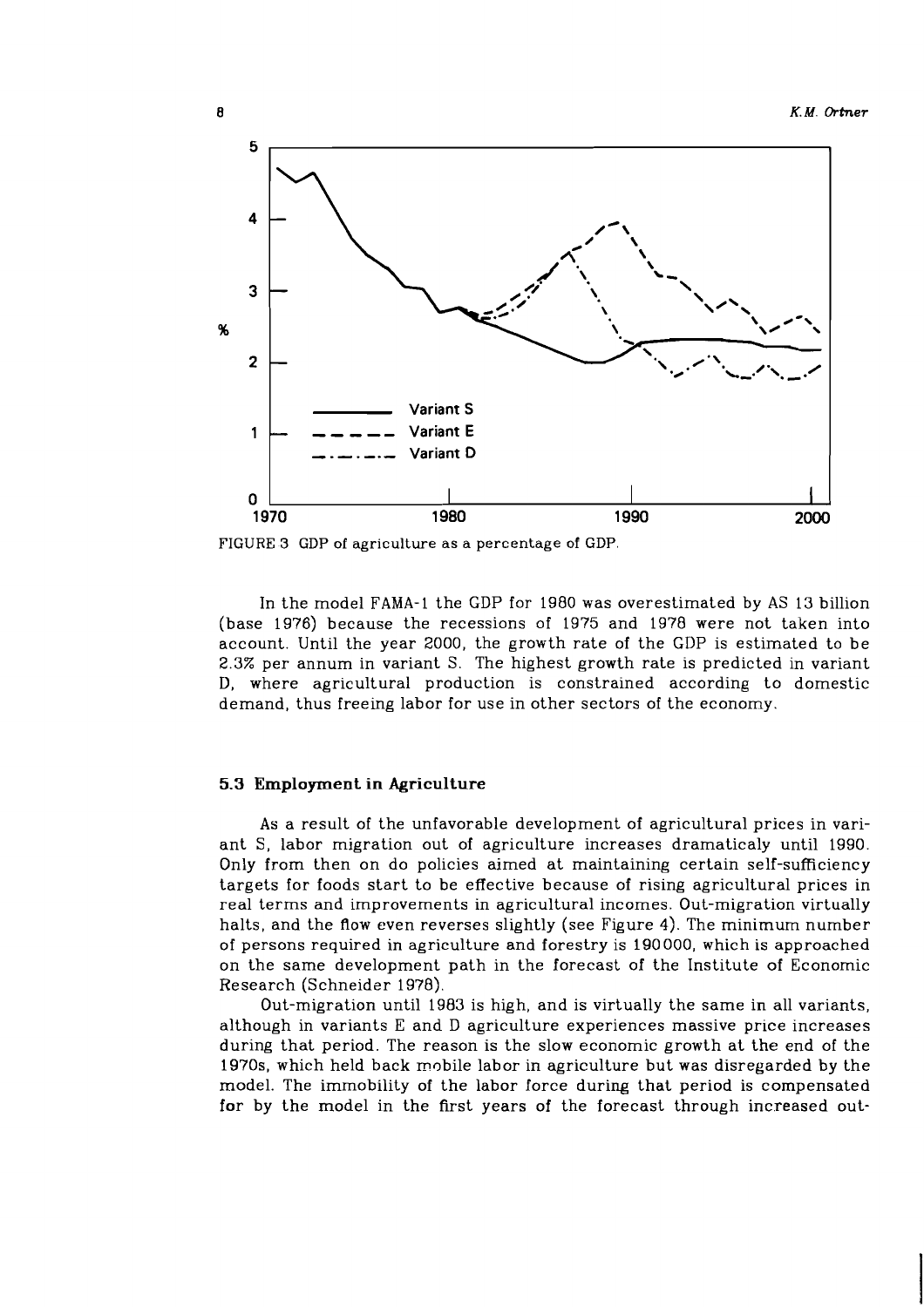FIGURE 3 GDP of agriculture as a percentage of GDP.

In the model FAMA-1 the GDP for 1980 was overestimated by AS 13 billion (base 1976) because the recessions of 1975 and 1978 were not taken into account. Until the year 2000, the growth rate of the GDP is estimated to be 2.3% per annum in variant S. The highest growth rate is predicted in variant D, where agricultural production is constrained according to domestic demand, thus freeing labor for use in other sectors of the economy.

### 5.3 Employment in Agriculture

As a result of the unfavorable development of agricultural prices in variant S, labor migration out of agriculture increases dramaticaly until 1990. Only from then on do policies aimed at maintaining certain self-sufficiency targets for foods start to be effective because of rising agricultural prices in real terms and improvements in agricultural incomes. Out-migration virtually halts, and the flow even reverses slightly (see Figure 4). The minimum number of persons required in agriculture and forestry is 190000, which is approached on the same development path in the forecast of the Institute of Economic Research (Schneider 1978).

Out-migration until 1983 is high, and is virtually the same in all variants, although in variants E and D agriculture experiences massive price increases during that period. The reason is the slow economic growth at the end of the 1970s, which held back mobile labor in agriculture but was disregarded by the model. The immobility of the labor force during that period is compensated for by the model in the first years of the forecast through increased out-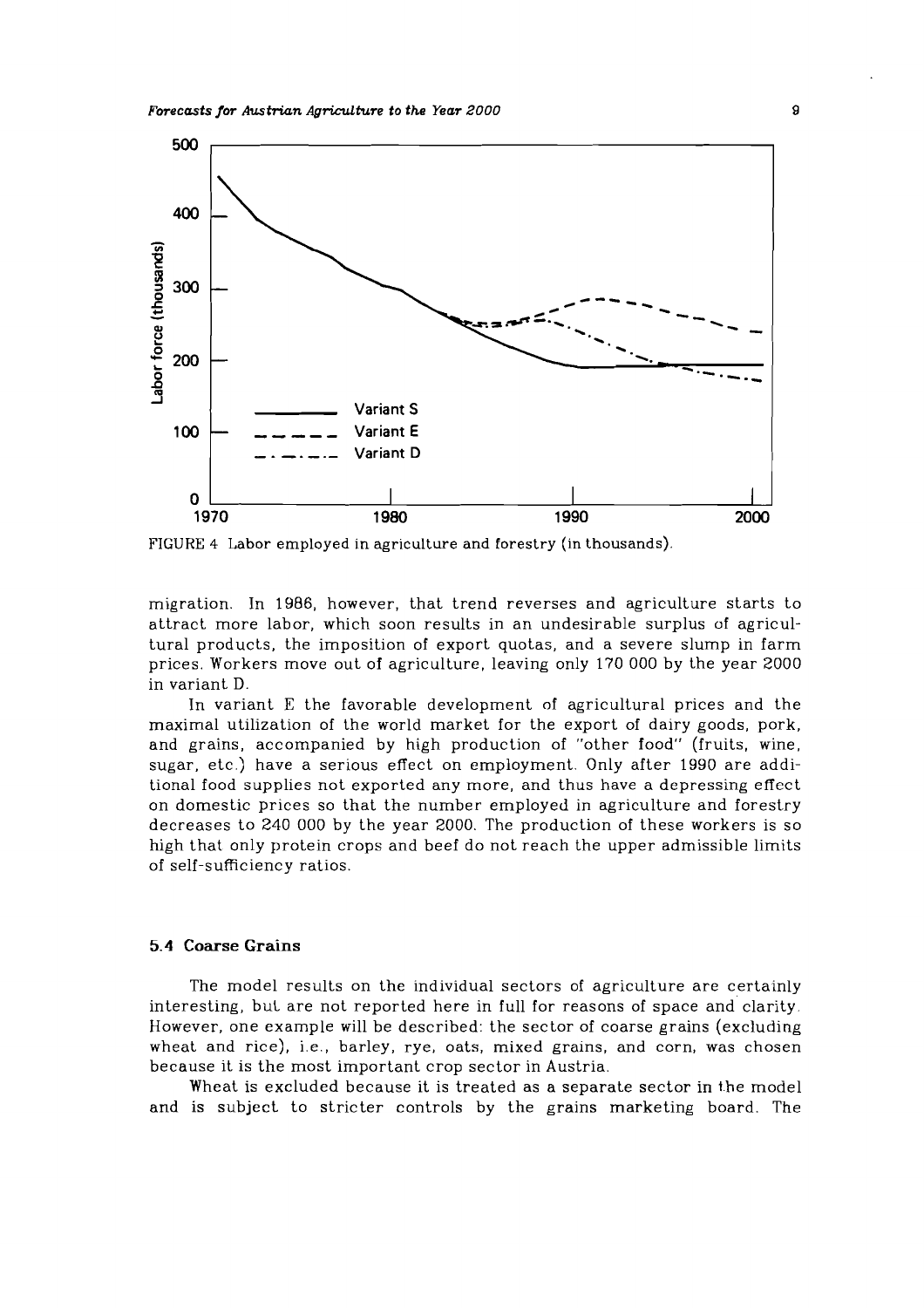FIGURE 4 Labor employed in agriculture and forestry (in thousands).

migration. In 1986, however, that trend reverses and agriculture starts to attract more labor, which soon results in an undesirable surplus of agricultural products, the imposition of export quotas, and a severe slump in farm prices. Workers move out of agriculture, leaving only 170 000 by the year 2000 in variant D.

In variant E the favorable development of agricultural prices and the maximal utilization of the world market for the export of dairy goods, pork, and grains, accompanied by high production of "other food" (fruits, wine, sugar, etc.) have a serious effect on employment. Only after 1990 are additional food supplies not exported any more, and thus have a depressing effect on domestic prices so that the number employed in agriculture and forestry decreases to 240 000 by the year 2000. The production of these workers is so high that only protein crops and beef do not reach the upper admissible limits of self-sufficiency ratios.

### 5.4 Coarse Grains

The model results on the individual sectors of agriculture are certainly interesting, but are not reported here in full for reasons of space and clarity. However, one example will be described: the sector of coarse grains (excluding wheat and rice), i.e., barley, rye, oats, mixed grains, and corn, was chosen because it is the most important crop sector in Austria.

Wheat is excluded because it is treated as a separate sector in the model and is subject to stricter controls by the grains marketing board. The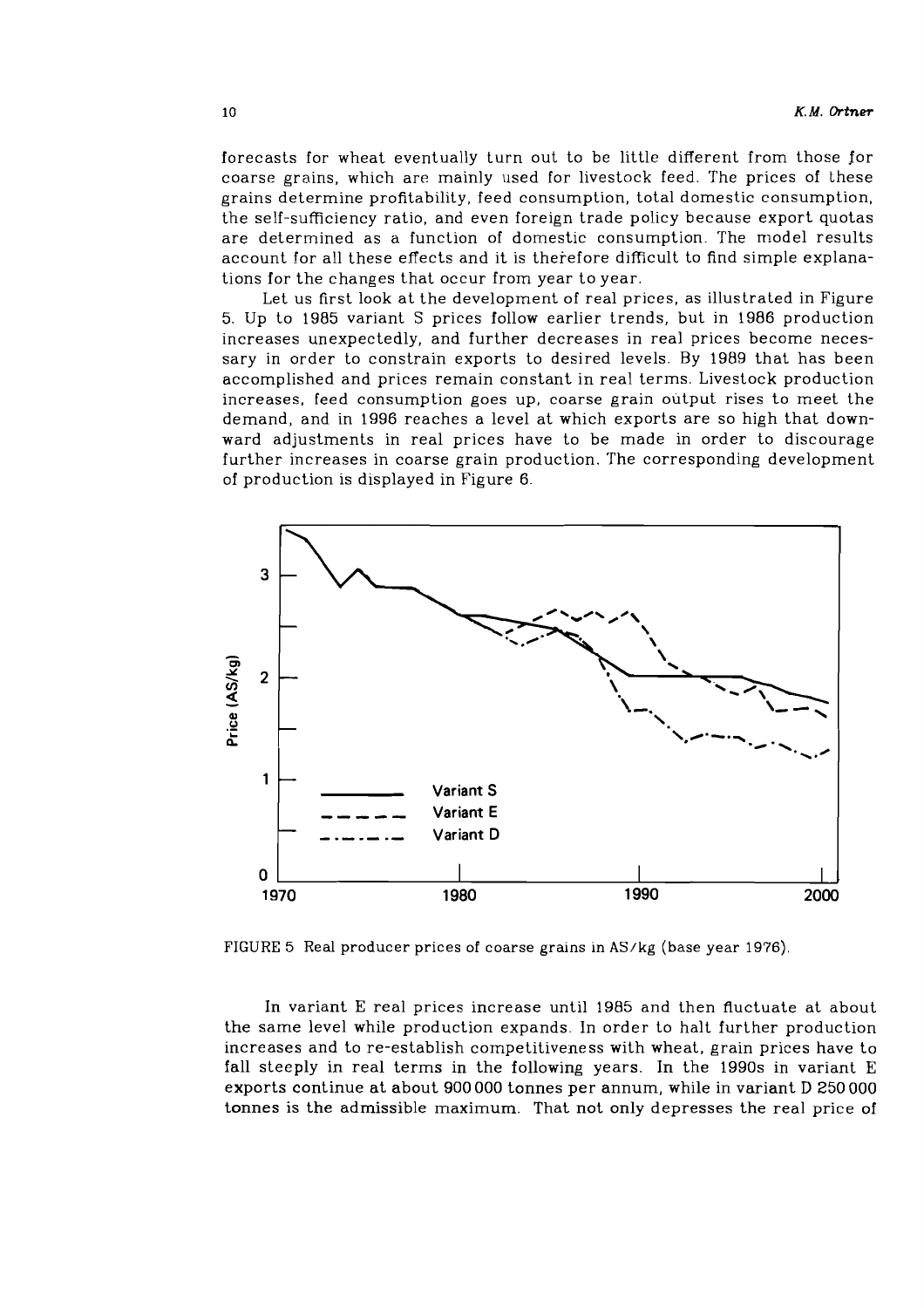forecasts for wheat eventually turn out to be little different from those for coarse grains, which are mainly used for livestock feed. The prices of these grains determine profitability, feed consumption, total domestic consumption, the self-sufficiency ratio, and even foreign trade policy because export quotas are determined as a function of domestic consumption. The model results account for all these effects and it is therefore difficult to find simple explanations for the changes that occur from year to year.

Let us first look at the development of real prices, as illustrated in Figure 5. Up to 1985 variant S prices follow earlier trends, but in 1986 production increases unexpectedly, and further decreases in real prices become necessary in order to constrain exports to desired levels. By 1989 that has been accomplished and prices remain constant in real terms. Livestock production increases, feed consumption goes up, coarse grain output rises to meet the demand, and in 1996 reaches a level at which exports are so high that downward adjustments in real prices have to be made in order to discourage further increases in coarse grain production. The corresponding development of production is displayed in Figure 6.

FIGURE 5 Real producer prices of coarse grains in AS/kg (base year 1976).

In variant E real prices increase until 1985 and then fluctuate at about the same level while production expands. In order to halt further production increases and to re-establish competitiveness with wheat, grain prices have to fall steeply in real terms in the following years. In the 1990s in variant E exports continue at about 900 000 tonnes per annum, while in variant D 250 000 tonnes is the admissible maximum. That not only depresses the real price of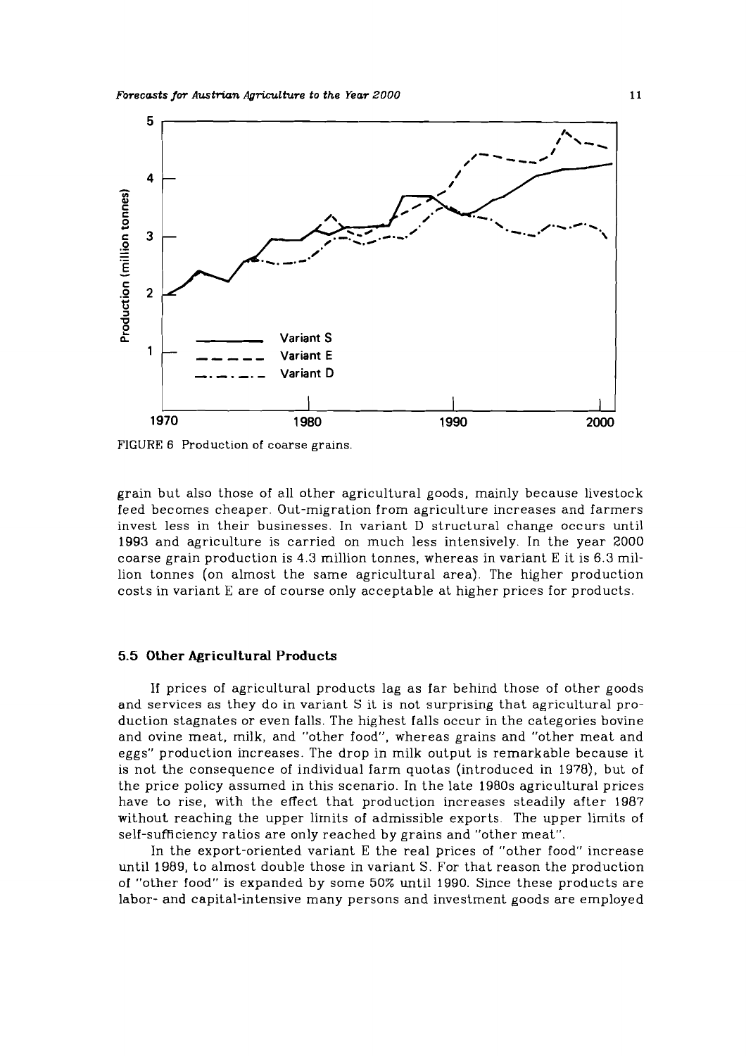FIGURE 6 Production of coarse grains.

grain but also those of all other agricultural goods, mainly because livestock feed becomes cheaper. Out-migration from agriculture increases and farmers invest less in their businesses. In variant D structural change occurs until 1993 and agriculture is carried on much less intensively. In the year 2000 coarse grain production is 4.3 million tonnes, whereas in variant E it is 6.3 million tonnes (on almost the same agricultural area). The higher production costs in variant E are of course only acceptable at higher prices for products.

### 5.5 Other Agricultural Products

If prices of agricultural products lag as far behind those of other goods and services as they do in variant S it is not surprising that agricultural production stagnates or even falls. The highest falls occur in the categories bovine and ovine meat, milk, and "other food", whereas grains and "other meat and eggs" production increases. The drop in milk output is remarkable because it is not the consequence of individual farm quotas (introduced in 1978), but of the price policy assumed in this scenario. In the late 1980s agricultural prices have to rise, with the effect that production increases steadily after 1987 without reaching the upper limits of admissible exports. The upper limits of self-sufficiency ratios are only reached by grains and "other meat".

In the export-oriented variant E the real prices of "other food" increase until 1989, to almost double those in variant S. For that reason the production of "other food" is expanded by some 50% until 1990. Since these products are labor- and capital-intensive many persons and investment goods are employed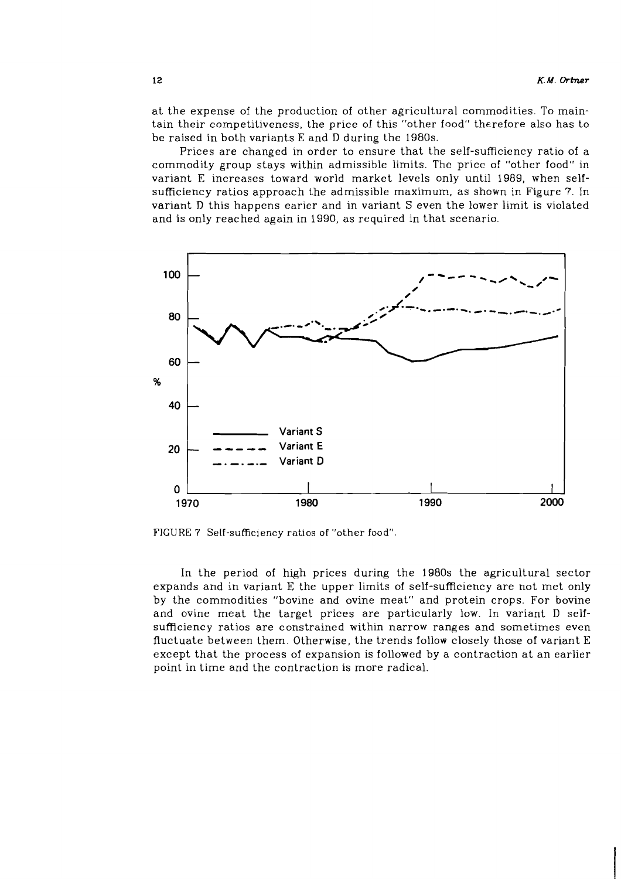at the expense of the production of other agricultural commodities. To maintain their competitiveness, the price of this "other food" therefore also has to be raised in both variants E and D during the 1980s.

Prices are changed in order to ensure that the self-sufficiency ratio of a commodity group stays within admissible limits. The price of "other food" in variant E increases toward world market levels only until 1989, when self-sufficiency ratios approach the admissible maximum, as shown in Figure 7. In variant D this happens earier and in variant S even the lower limit is violated and is only reached again in 1990, as required in that scenario.

FIGURE 7 Self-sufficiency ratios of "other food".

In the period of high prices during the 1980s the agricultural sector expands and in variant E the upper limits of self-sufficiency are not met only by the commodities "bovine and ovine meat" and protein crops. For bovine and ovine meat the target prices are particularly low. In variant D self-sufficiency ratios are constrained within narrow ranges and sometimes even fluctuate between them. Otherwise, the trends follow closely those of variant E except that the process of expansion is followed by a contraction at an earlier point in time and the contraction is more radical.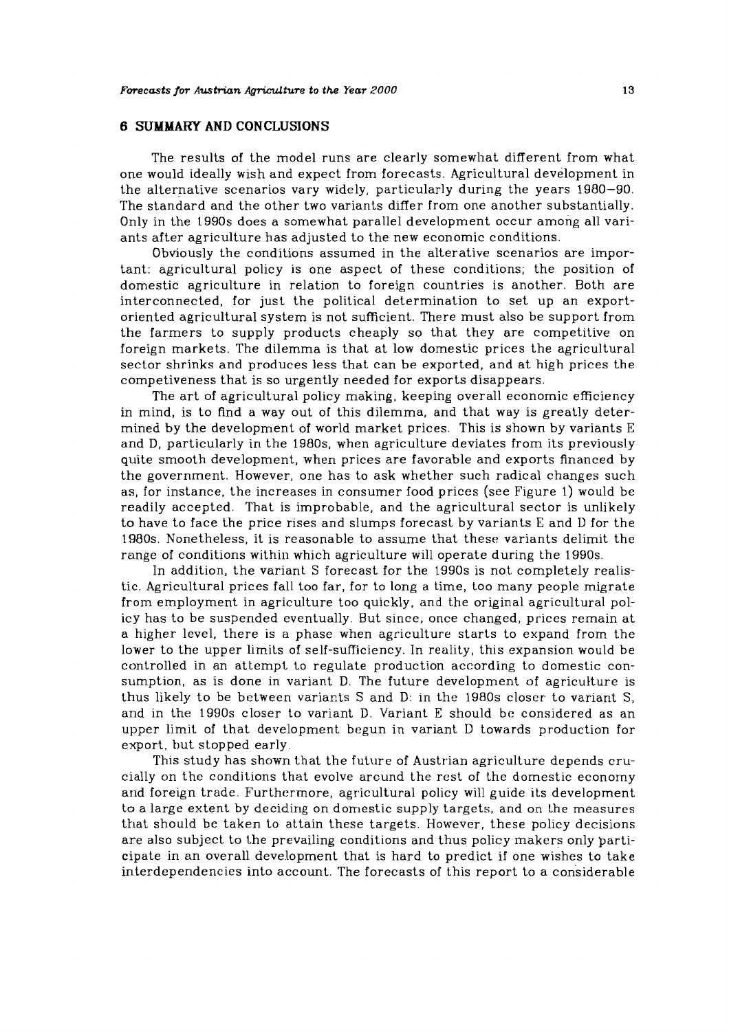## 6 SUMMARY AND CONCLUSIONS

The results of the model runs are clearly somewhat different from what one would ideally wish and expect from forecasts. Agricultural development in the alternative scenarios vary widely, particularly during the years 1980–90. The standard and the other two variants differ from one another substantially. Only in the 1990s does a somewhat parallel development occur among all variants after agriculture has adjusted to the new economic conditions.

Obviously the conditions assumed in the alterative scenarios are important: agricultural policy is one aspect of these conditions; the position of domestic agriculture in relation to foreign countries is another. Both are interconnected, for just the political determination to set up an export-oriented agricultural system is not sufficient. There must also be support from the farmers to supply products cheaply so that they are competitive on foreign markets. The dilemma is that at low domestic prices the agricultural sector shrinks and produces less that can be exported, and at high prices the competiveness that is so urgently needed for exports disappears.

The art of agricultural policy making, keeping overall economic efficiency in mind, is to find a way out of this dilemma, and that way is greatly determined by the development of world market prices. This is shown by variants E and D, particularly in the 1980s, when agriculture deviates from its previously quite smooth development, when prices are favorable and exports financed by the government. However, one has to ask whether such radical changes such as, for instance, the increases in consumer food prices (see Figure 1) would be readily accepted. That is improbable, and the agricultural sector is unlikely to have to face the price rises and slumps forecast by variants E and D for the 1980s. Nonetheless, it is reasonable to assume that these variants delimit the range of conditions within which agriculture will operate during the 1990s.

In addition, the variant S forecast for the 1990s is not completely realistic. Agricultural prices fall too far, for to long a time, too many people migrate from employment in agriculture too quickly, and the original agricultural policy has to be suspended eventually. But since, once changed, prices remain at a higher level, there is a phase when agriculture starts to expand from the lower to the upper limits of self-sufficiency. In reality, this expansion would be controlled in an attempt to regulate production according to domestic consumption, as is done in variant D. The future development of agriculture is thus likely to be between variants S and D: in the 1980s closer to variant S, and in the 1990s closer to variant D. Variant E should be considered as an upper limit of that development begun in variant D towards production for export, but stopped early.

This study has shown that the future of Austrian agriculture depends crucially on the conditions that evolve around the rest of the domestic economy and foreign trade. Furthermore, agricultural policy will guide its development to a large extent by deciding on domestic supply targets, and on the measures that should be taken to attain these targets. However, these policy decisions are also subject to the prevailing conditions and thus policy makers only participate in an overall development that is hard to predict if one wishes to take interdependencies into account. The forecasts of this report to a considerable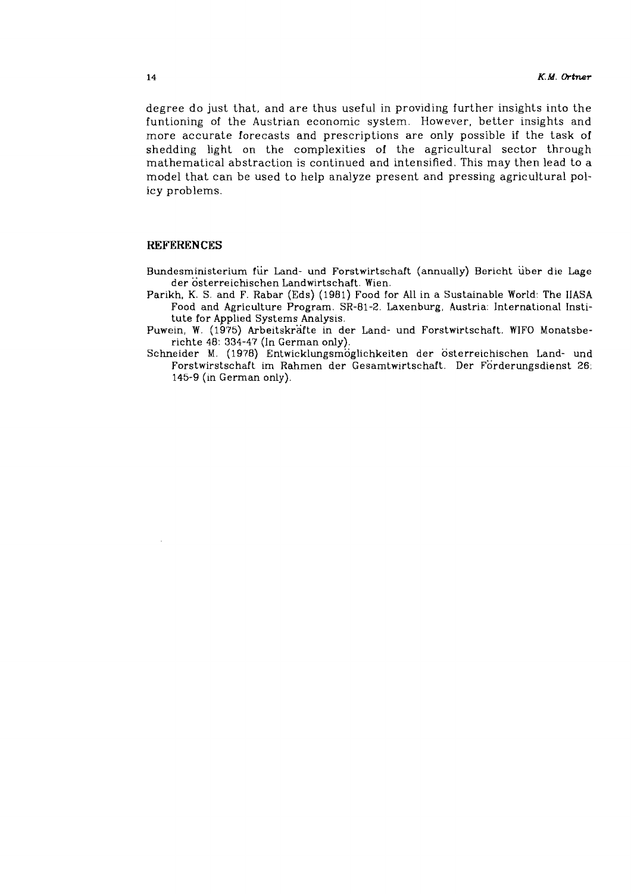degree do just that, and are thus useful in providing further insights into the funtioning of the Austrian economic system. However, better insights and more accurate forecasts and prescriptions are only possible if the task of shedding light on the complexities of the agricultural sector through mathematical abstraction is continued and intensified. This may then lead to a model that can be used to help analyze present and pressing agricultural policy problems.

## REFERENCES

Bundesministerium für Land- und Forstwirtschaft (annually) Bericht über die Lage der österreichischen Landwirtschaft. Wien.

Parikh, K. S. and F. Rabar (Eds) (1981) Food for All in a Sustainable World: The IIASA Food and Agriculture Program. SR-81-2. Laxenburg, Austria: International Institute for Applied Systems Analysis.

Puwein, W. (1975) Arbeitskräfte in der Land- und Forstwirtschaft. WIFO Monatsberichte 48: 334-47 (In German only).

Schneider M. (1978) Entwicklungsmöglichkeiten der österreichischen Land- und Forstwirstschaft im Rahmen der Gesamtwirtschaft. Der Förderungsdienst 26: 145-9 (in German only).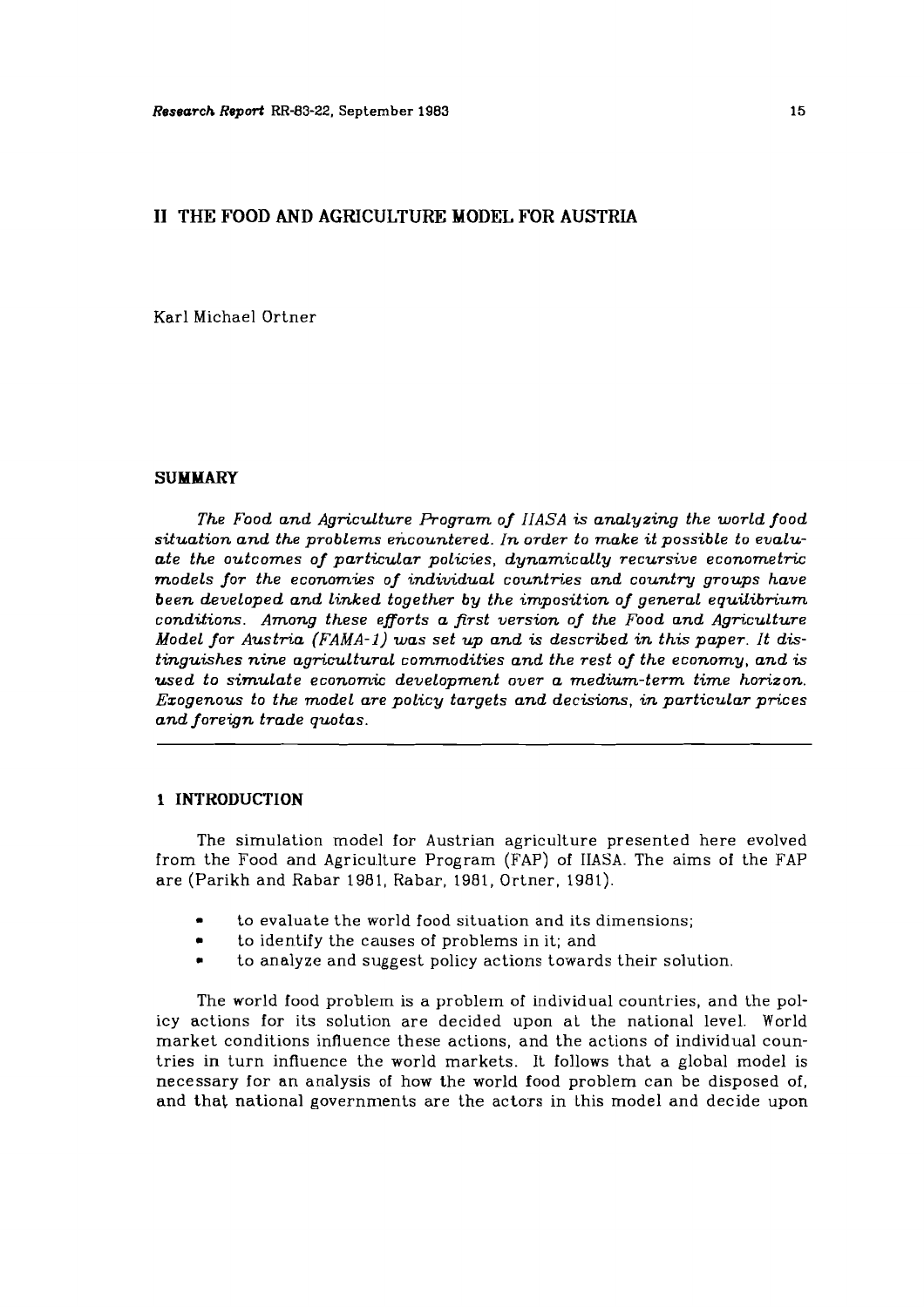# II THE FOOD AND AGRICULTURE MODEL FOR AUSTRIA

Karl Michael Ortner

## SUMMARY

*The Food and Agriculture Program of IIASA is analyzing the world food situation and the problems encountered. In order to make it possible to evaluate the outcomes of particular policies, dynamically recursive econometric models for the economies of individual countries and country groups have been developed and linked together by the imposition of general equilibrium conditions. Among these efforts a first version of the Food and Agriculture Model for Austria (FAMA-1) was set up and is described in this paper. It distinguishes nine agricultural commodities and the rest of the economy, and is used to simulate economic development over a medium-term time horizon. Exogenous to the model are policy targets and decisions, in particular prices and foreign trade quotas.*

## 1 INTRODUCTION

The simulation model for Austrian agriculture presented here evolved from the Food and Agriculture Program (FAP) of IIASA. The aims of the FAP are (Parikh and Rabar 1981, Rabar, 1981, Ortner, 1981).

- to evaluate the world food situation and its dimensions;
- to identify the causes of problems in it; and
- to analyze and suggest policy actions towards their solution.

The world food problem is a problem of individual countries, and the policy actions for its solution are decided upon at the national level. World market conditions influence these actions, and the actions of individual countries in turn influence the world markets. It follows that a global model is necessary for an analysis of how the world food problem can be disposed of, and that national governments are the actors in this model and decide upon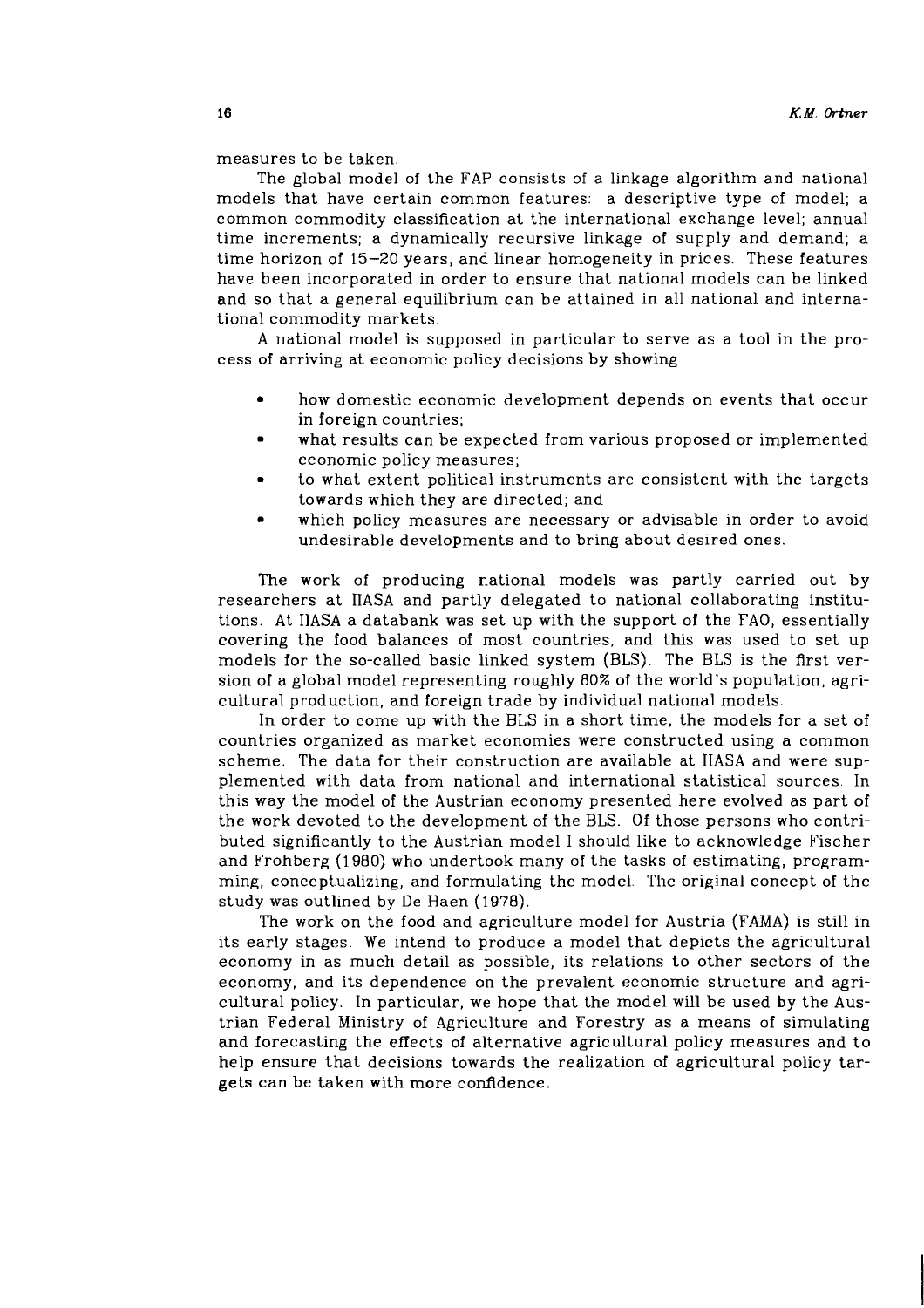measures to be taken.

The global model of the FAP consists of a linkage algorithm and national models that have certain common features: a descriptive type of model; a common commodity classification at the international exchange level; annual time increments; a dynamically recursive linkage of supply and demand; a time horizon of 15–20 years, and linear homogeneity in prices. These features have been incorporated in order to ensure that national models can be linked and so that a general equilibrium can be attained in all national and international commodity markets.

A national model is supposed in particular to serve as a tool in the process of arriving at economic policy decisions by showing

- how domestic economic development depends on events that occur in foreign countries;
- what results can be expected from various proposed or implemented economic policy measures;
- to what extent political instruments are consistent with the targets towards which they are directed; and
- which policy measures are necessary or advisable in order to avoid undesirable developments and to bring about desired ones.

The work of producing national models was partly carried out by researchers at IIASA and partly delegated to national collaborating institutions. At IIASA a databank was set up with the support of the FAO, essentially covering the food balances of most countries, and this was used to set up models for the so-called basic linked system (BLS). The BLS is the first version of a global model representing roughly 80% of the world's population, agricultural production, and foreign trade by individual national models.

In order to come up with the BLS in a short time, the models for a set of countries organized as market economies were constructed using a common scheme. The data for their construction are available at IIASA and were supplemented with data from national and international statistical sources. In this way the model of the Austrian economy presented here evolved as part of the work devoted to the development of the BLS. Of those persons who contributed significantly to the Austrian model I should like to acknowledge Fischer and Frohberg (1980) who undertook many of the tasks of estimating, programming, conceptualizing, and formulating the model. The original concept of the study was outlined by De Haen (1978).

The work on the food and agriculture model for Austria (FAMA) is still in its early stages. We intend to produce a model that depicts the agricultural economy in as much detail as possible, its relations to other sectors of the economy, and its dependence on the prevalent economic structure and agricultural policy. In particular, we hope that the model will be used by the Austrian Federal Ministry of Agriculture and Forestry as a means of simulating and forecasting the effects of alternative agricultural policy measures and to help ensure that decisions towards the realization of agricultural policy targets can be taken with more confidence.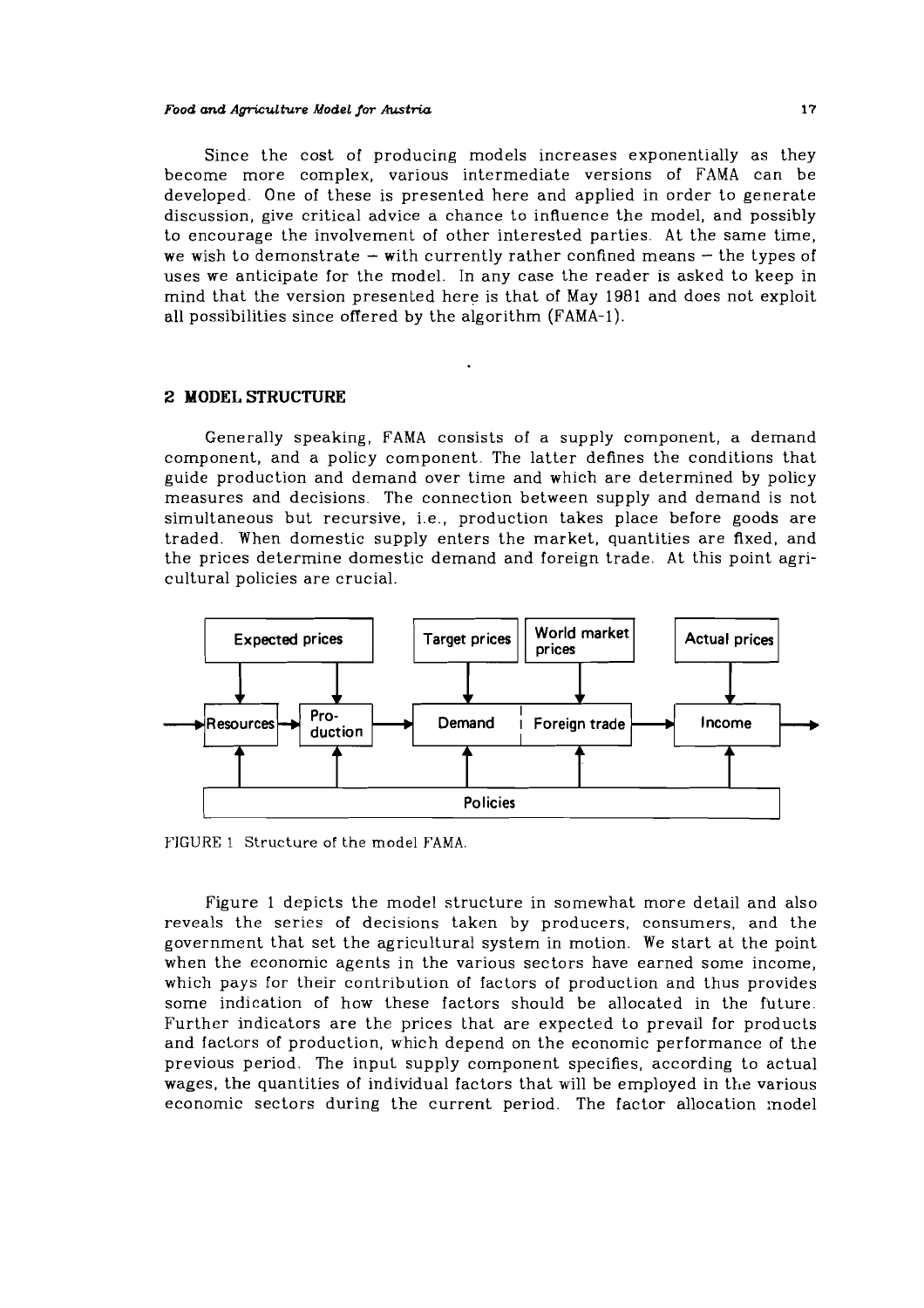Since the cost of producing models increases exponentially as they become more complex, various intermediate versions of FAMA can be developed. One of these is presented here and applied in order to generate discussion, give critical advice a chance to influence the model, and possibly to encourage the involvement of other interested parties. At the same time, we wish to demonstrate – with currently rather confined means – the types of uses we anticipate for the model. In any case the reader is asked to keep in mind that the version presented here is that of May 1981 and does not exploit all possibilities since offered by the algorithm (FAMA-1).

## 2 MODEL STRUCTURE

Generally speaking, FAMA consists of a supply component, a demand component, and a policy component. The latter defines the conditions that guide production and demand over time and which are determined by policy measures and decisions. The connection between supply and demand is not simultaneous but recursive, i.e., production takes place before goods are traded. When domestic supply enters the market, quantities are fixed, and the prices determine domestic demand and foreign trade. At this point agricultural policies are crucial.

Expected prices | Target prices | World market prices | Actual prices

Resources → Production → Demand | Foreign trade → Income

Policies

FIGURE 1 Structure of the model FAMA.

Figure 1 depicts the model structure in somewhat more detail and also reveals the series of decisions taken by producers, consumers, and the government that set the agricultural system in motion. We start at the point when the economic agents in the various sectors have earned some income, which pays for their contribution of factors of production and thus provides some indication of how these factors should be allocated in the future. Further indicators are the prices that are expected to prevail for products and factors of production, which depend on the economic performance of the previous period. The input supply component specifies, according to actual wages, the quantities of individual factors that will be employed in the various economic sectors during the current period. The factor allocation model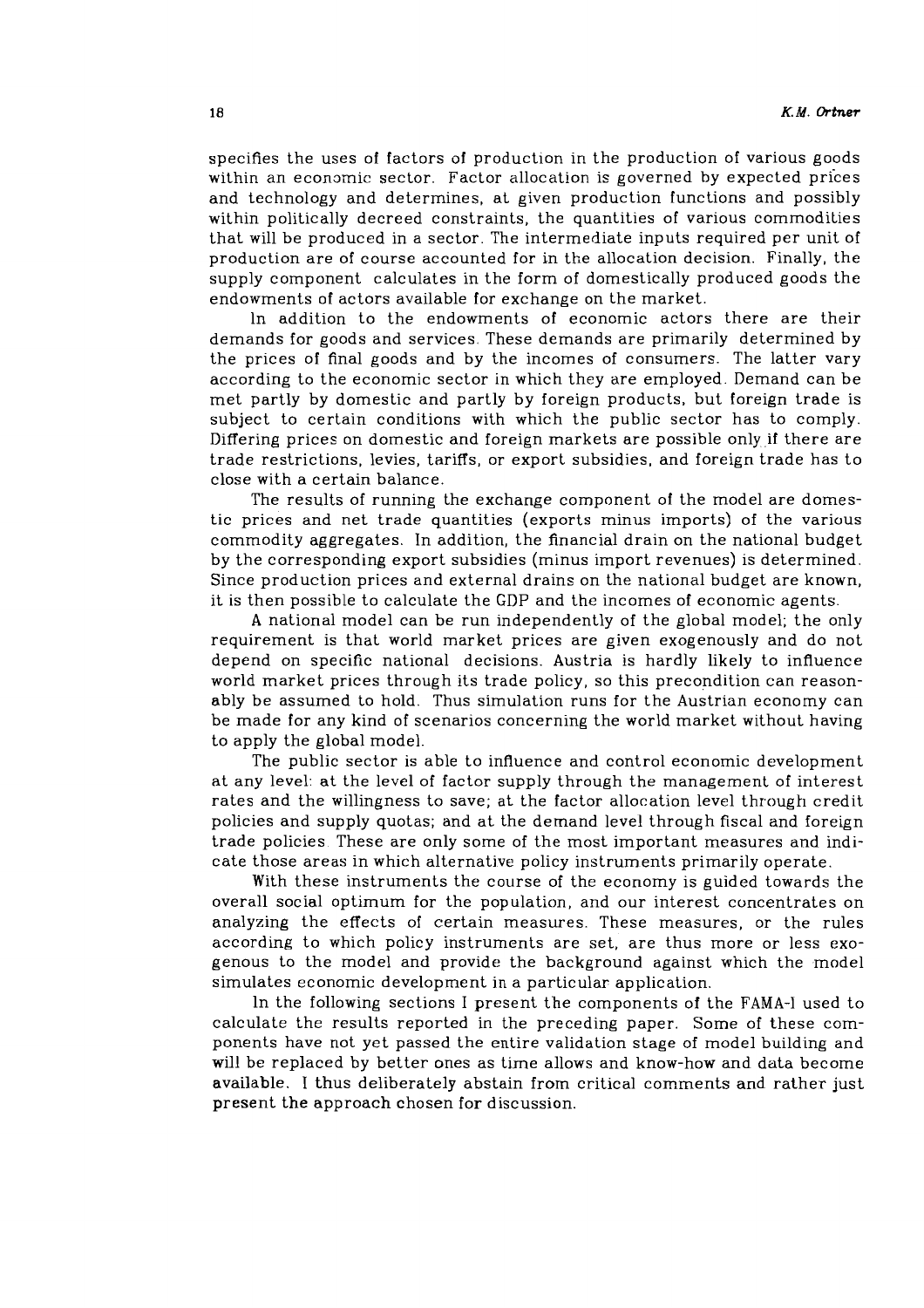specifies the uses of factors of production in the production of various goods within an economic sector. Factor allocation is governed by expected prices and technology and determines, at given production functions and possibly within politically decreed constraints, the quantities of various commodities that will be produced in a sector. The intermediate inputs required per unit of production are of course accounted for in the allocation decision. Finally, the supply component calculates in the form of domestically produced goods the endowments of actors available for exchange on the market.

In addition to the endowments of economic actors there are their demands for goods and services. These demands are primarily determined by the prices of final goods and by the incomes of consumers. The latter vary according to the economic sector in which they are employed. Demand can be met partly by domestic and partly by foreign products, but foreign trade is subject to certain conditions with which the public sector has to comply. Differing prices on domestic and foreign markets are possible only if there are trade restrictions, levies, tariffs, or export subsidies, and foreign trade has to close with a certain balance.

The results of running the exchange component of the model are domestic prices and net trade quantities (exports minus imports) of the various commodity aggregates. In addition, the financial drain on the national budget by the corresponding export subsidies (minus import revenues) is determined. Since production prices and external drains on the national budget are known, it is then possible to calculate the GDP and the incomes of economic agents.

A national model can be run independently of the global model; the only requirement is that world market prices are given exogenously and do not depend on specific national decisions. Austria is hardly likely to influence world market prices through its trade policy, so this precondition can reasonably be assumed to hold. Thus simulation runs for the Austrian economy can be made for any kind of scenarios concerning the world market without having to apply the global model.

The public sector is able to influence and control economic development at any level: at the level of factor supply through the management of interest rates and the willingness to save; at the factor allocation level through credit policies and supply quotas; and at the demand level through fiscal and foreign trade policies. These are only some of the most important measures and indicate those areas in which alternative policy instruments primarily operate.

With these instruments the course of the economy is guided towards the overall social optimum for the population, and our interest concentrates on analyzing the effects of certain measures. These measures, or the rules according to which policy instruments are set, are thus more or less exogenous to the model and provide the background against which the model simulates economic development in a particular application.

In the following sections I present the components of the FAMA-I used to calculate the results reported in the preceding paper. Some of these components have not yet passed the entire validation stage of model building and will be replaced by better ones as time allows and know-how and data become available. I thus deliberately abstain from critical comments and rather just present the approach chosen for discussion.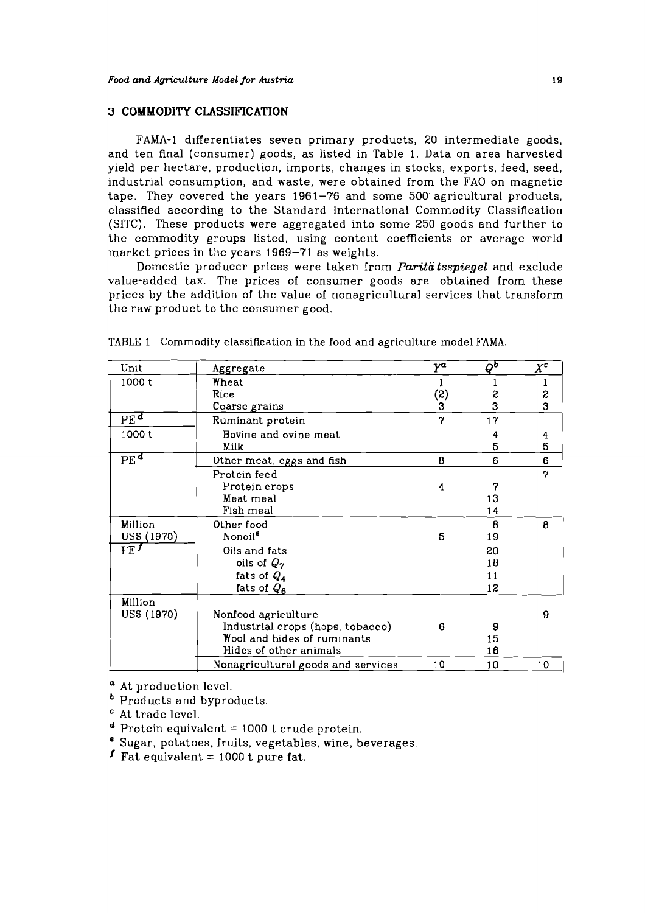## 3 COMMODITY CLASSIFICATION

FAMA-1 differentiates seven primary products, 20 intermediate goods, and ten final (consumer) goods, as listed in Table 1. Data on area harvested yield per hectare, production, imports, changes in stocks, exports, feed, seed, industrial consumption, and waste, were obtained from the FAO on magnetic tape. They covered the years 1961–76 and some 500 agricultural products, classified according to the Standard International Commodity Classification (SITC). These products were aggregated into some 250 goods and further to the commodity groups listed, using content coefficients or average world market prices in the years 1969–71 as weights.

Domestic producer prices were taken from *Paritätsspiegel* and exclude value-added tax. The prices of consumer goods are obtained from these prices by the addition of the value of nonagricultural services that transform the raw product to the consumer good.

TABLE 1 Commodity classification in the food and agriculture model FAMA.

| Unit | Aggregate | $Y^a$ | $Q^b$ | $X^c$ |
|---|---|---|---|---|
| 1000 t | Wheat | 1 | 1 | 1 |
| | Rice | (2) | 2 | 2 |
| | Coarse grains | 3 | 3 | 3 |
| PE[d] | Ruminant protein | 7 | 17 | |
| 1000 t | Bovine and ovine meat | | 4 | 4 |
| | Milk | | 5 | 5 |
| PE[d] | Other meat, eggs and fish | 8 | 6 | 6 |
| | Protein feed | | | 7 |
| | Protein crops | 4 | 7 | |
| | Meat meal | | 13 | |
| | Fish meal | | 14 | |
| Million US$ (1970) | Other food | | 8 | 8 |
| | Nonoil[e] | 5 | 19 | |
| FE[f] | Oils and fats | | 20 | |
| | oils of $Q_7$ | | 18 | |
| | fats of $Q_4$ | | 11 | |
| | fats of $Q_6$ | | 12 | |
| Million US$ (1970) | Nonfood agriculture | | | 9 |
| | Industrial crops (hops, tobacco) | 6 | 9 | |
| | Wool and hides of ruminants | | 15 | |
| | Hides of other animals | | 16 | |
| | Nonagricultural goods and services | 10 | 10 | 10 |

[a] At production level.
[b] Products and byproducts.
[c] At trade level.
[d] Protein equivalent = 1000 t crude protein.
[e] Sugar, potatoes, fruits, vegetables, wine, beverages.
[f] Fat equivalent = 1000 t pure fat.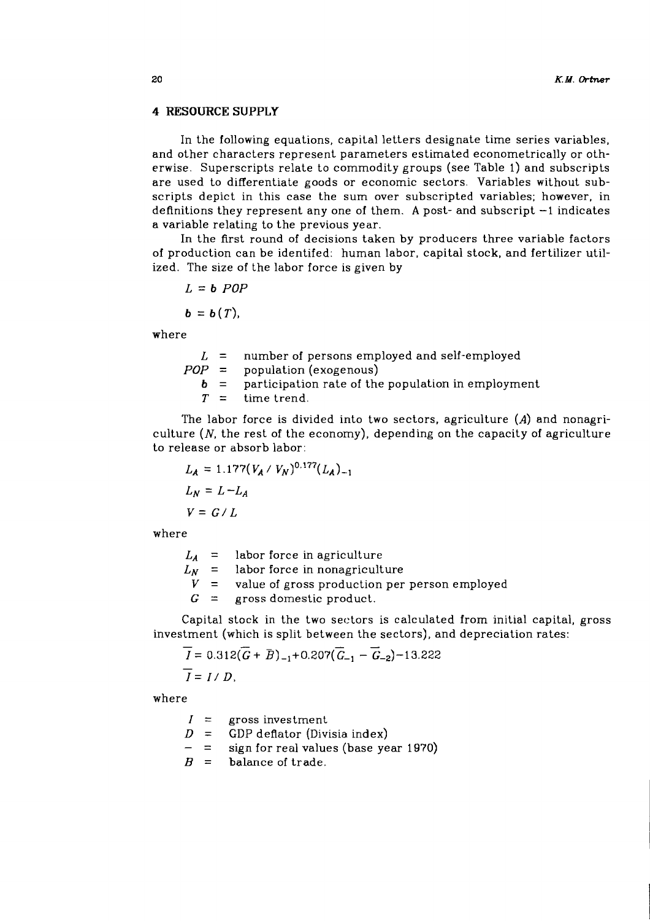## 4 RESOURCE SUPPLY

In the following equations, capital letters designate time series variables, and other characters represent parameters estimated econometrically or otherwise. Superscripts relate to commodity groups (see Table 1) and subscripts are used to differentiate goods or economic sectors. Variables without subscripts depict in this case the sum over subscripted variables; however, in definitions they represent any one of them. A post- and subscript $-1$ indicates a variable relating to the previous year.

In the first round of decisions taken by producers three variable factors of production can be identifed: human labor, capital stock, and fertilizer utilized. The size of the labor force is given by

$$L = b \; POP$$

$$b = b(T),$$

where

- $L$ = number of persons employed and self-employed
- $POP$ = population (exogenous)
- $b$ = participation rate of the population in employment
- $T$ = time trend.

The labor force is divided into two sectors, agriculture ($A$) and nonagriculture ($N$, the rest of the economy), depending on the capacity of agriculture to release or absorb labor:

$$L_A = 1.177(V_A \,/\, V_N)^{0.177}(L_A)_{-1}$$

$$L_N = L - L_A$$

$$V = G \,/\, L$$

where

- $L_A$ = labor force in agriculture
- $L_N$ = labor force in nonagriculture
- $V$ = value of gross production per person employed
- $G$ = gross domestic product.

Capital stock in the two sectors is calculated from initial capital, gross investment (which is split between the sectors), and depreciation rates:

$$\overline{I} = 0.312(\overline{G} + \overline{B})_{-1} + 0.207(\overline{G}_{-1} - \overline{G}_{-2}) - 13.222$$

$$\overline{I} = I \,/\, D,$$

where

- $I$ = gross investment
- $D$ = GDP deflator (Divisia index)
- $-$ = sign for real values (base year 1970)
- $B$ = balance of trade.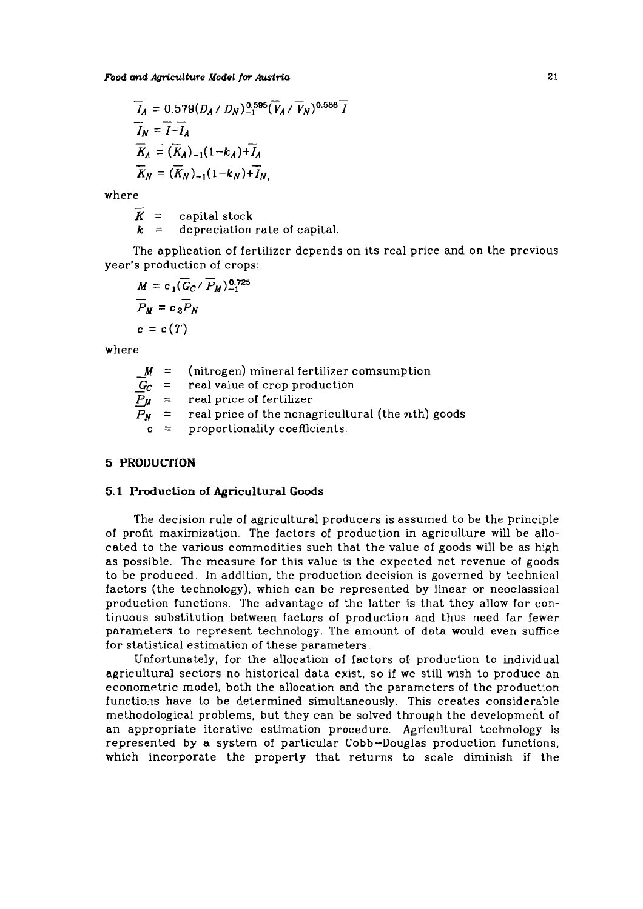$$\overline{I}_A = 0.579(D_A / D_N)_{-1}^{0.595}(\overline{V}_A / \overline{V}_N)^{0.586}\overline{I}$$

$$\overline{I}_N = \overline{I} - \overline{I}_A$$

$$\overline{K}_A = (\overline{K}_A)_{-1}(1-k_A)+\overline{I}_A$$

$$\overline{K}_N = (\overline{K}_N)_{-1}(1-k_N)+\overline{I}_N,$$

where

$\overline{K}$ = capital stock
$k$ = depreciation rate of capital.

The application of fertilizer depends on its real price and on the previous year's production of crops:

$$M = c_1(\overline{G}_C / \overline{P}_M)_{-1}^{0.725}$$

$$\overline{P}_M = c_2\overline{P}_N$$

$$c = c(T)$$

where

$M$ = (nitrogen) mineral fertilizer comsumption
$\overline{G}_C$ = real value of crop production
$\overline{P}_M$ = real price of fertilizer
$\overline{P}_N$ = real price of the nonagricultural (the $n$th) goods
$c$ = proportionality coefficients.

## 5 PRODUCTION

### 5.1 Production of Agricultural Goods

The decision rule of agricultural producers is assumed to be the principle of profit maximization. The factors of production in agriculture will be allocated to the various commodities such that the value of goods will be as high as possible. The measure for this value is the expected net revenue of goods to be produced. In addition, the production decision is governed by technical factors (the technology), which can be represented by linear or neoclassical production functions. The advantage of the latter is that they allow for continuous substitution between factors of production and thus need far fewer parameters to represent technology. The amount of data would even suffice for statistical estimation of these parameters.

Unfortunately, for the allocation of factors of production to individual agricultural sectors no historical data exist, so if we still wish to produce an econometric model, both the allocation and the parameters of the production functions have to be determined simultaneously. This creates considerable methodological problems, but they can be solved through the development of an appropriate iterative estimation procedure. Agricultural technology is represented by a system of particular Cobb–Douglas production functions, which incorporate the property that returns to scale diminish if the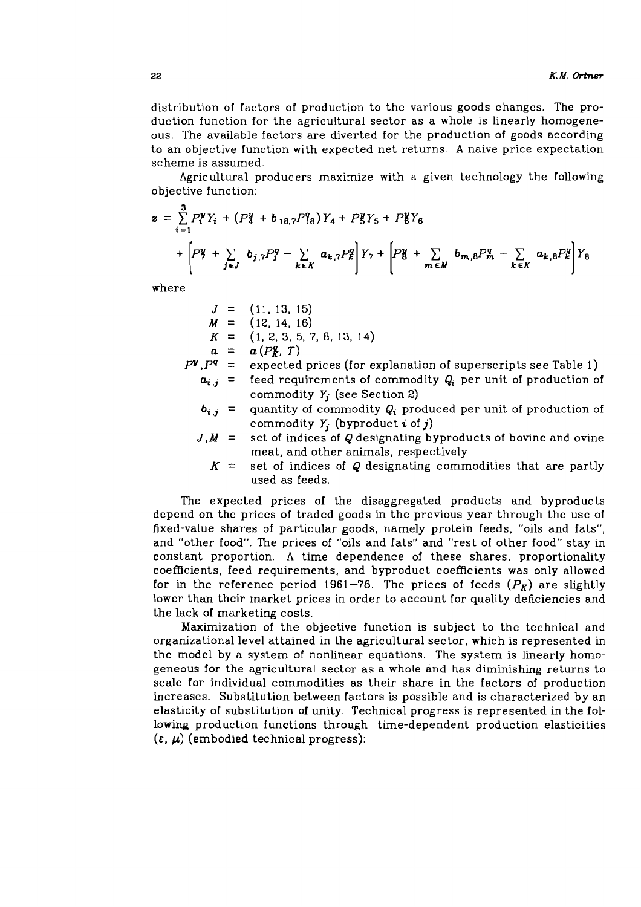distribution of factors of production to the various goods changes. The production function for the agricultural sector as a whole is linearly homogeneous. The available factors are diverted for the production of goods according to an objective function with expected net returns. A naive price expectation scheme is assumed.

Agricultural producers maximize with a given technology the following objective function:

$$z = \sum_{i=1}^{3} P_i^y Y_i + (P_4^y + b_{18,7} P_{18}^q) Y_4 + P_5^y Y_5 + P_6^y Y_6$$

$$+ \left[ P_7^y + \sum_{j \in J} b_{j,7} P_j^q - \sum_{k \in K} a_{k,7} P_k^q \right] Y_7 + \left[ P_8^y + \sum_{m \in M} b_{m,8} P_m^q - \sum_{k \in K} a_{k,8} P_k^q \right] Y_8$$

where

$J$ = (11, 13, 15)

$M$ = (12, 14, 16)

$K$ = (1, 2, 3, 5, 7, 8, 13, 14)

$a$ = $a(P_K^q, T)$

$P^y, P^q$ = expected prices (for explanation of superscripts see Table 1)

$a_{i,j}$ = feed requirements of commodity $Q_i$ per unit of production of commodity $Y_j$ (see Section 2)

$b_{i,j}$ = quantity of commodity $Q_i$ produced per unit of production of commodity $Y_j$ (byproduct $i$ of $j$)

$J, M$ = set of indices of $Q$ designating byproducts of bovine and ovine meat, and other animals, respectively

$K$ = set of indices of $Q$ designating commodities that are partly used as feeds.

The expected prices of the disaggregated products and byproducts depend on the prices of traded goods in the previous year through the use of fixed-value shares of particular goods, namely protein feeds, "oils and fats", and "other food". The prices of "oils and fats" and "rest of other food" stay in constant proportion. A time dependence of these shares, proportionality coefficients, feed requirements, and byproduct coefficients was only allowed for in the reference period 1961–76. The prices of feeds ($P_K$) are slightly lower than their market prices in order to account for quality deficiencies and the lack of marketing costs.

Maximization of the objective function is subject to the technical and organizational level attained in the agricultural sector, which is represented in the model by a system of nonlinear equations. The system is linearly homogeneous for the agricultural sector as a whole and has diminishing returns to scale for individual commodities as their share in the factors of production increases. Substitution between factors is possible and is characterized by an elasticity of substitution of unity. Technical progress is represented in the following production functions through time-dependent production elasticities ($\varepsilon$, $\mu$) (embodied technical progress):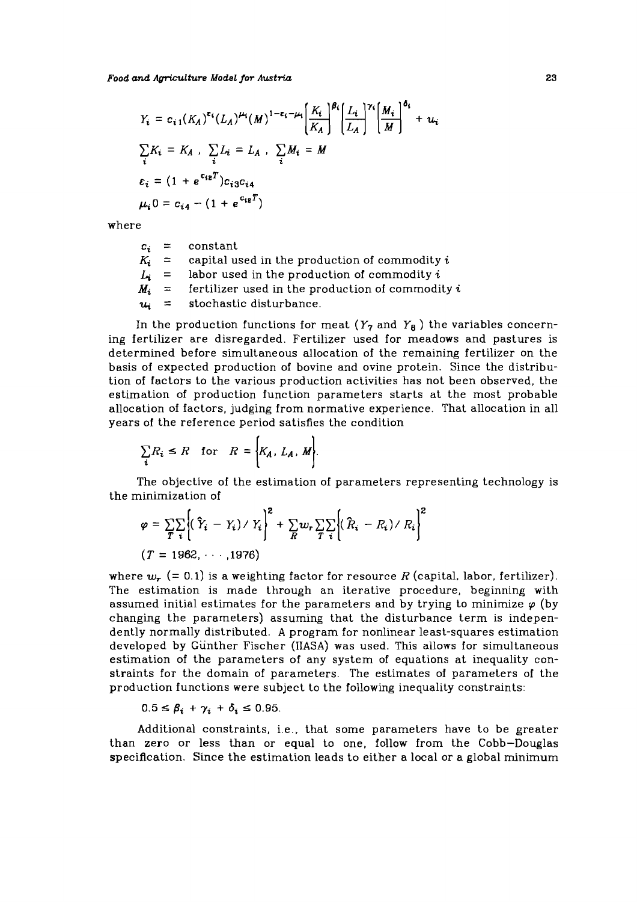$$Y_i = c_{i1}(K_A)^{\varepsilon_i}(L_A)^{\mu_i}(M)^{1-\varepsilon_i-\mu_i}\left[\frac{K_i}{K_A}\right]^{\beta_i}\left[\frac{L_i}{L_A}\right]^{\gamma_i}\left[\frac{M_i}{M}\right]^{\delta_i} + u_i$$

$$\sum_i K_i = K_A \ , \ \sum_i L_i = L_A \ , \ \sum_i M_i = M$$

$$\varepsilon_i = (1 + e^{c_{i2}T})c_{i3}c_{i4}$$

$$\mu_i 0 = c_{i4} - (1 + e^{c_{i2}T})$$

where

$c_i$ = constant
$K_i$ = capital used in the production of commodity $i$
$L_i$ = labor used in the production of commodity $i$
$M_i$ = fertilizer used in the production of commodity $i$
$u_i$ = stochastic disturbance.

In the production functions for meat ($Y_7$ and $Y_8$) the variables concerning fertilizer are disregarded. Fertilizer used for meadows and pastures is determined before simultaneous allocation of the remaining fertilizer on the basis of expected production of bovine and ovine protein. Since the distribution of factors to the various production activities has not been observed, the estimation of production function parameters starts at the most probable allocation of factors, judging from normative experience. That allocation in all years of the reference period satisfies the condition

$$\sum_i R_i \leq R \quad \text{for} \quad R = \left\{K_A, L_A, M\right\}.$$

The objective of the estimation of parameters representing technology is the minimization of

$$\varphi = \sum_T \sum_i \left\{(\hat{Y}_i - Y_i)/Y_i\right\}^2 + \sum_R w_r \sum_T \sum_i \left\{(\hat{R}_i - R_i)/R_i\right\}^2$$

$$(T = 1962, \cdots, 1976)$$

where $w_r$ (= 0.1) is a weighting factor for resource $R$ (capital, labor, fertilizer). The estimation is made through an iterative procedure, beginning with assumed initial estimates for the parameters and by trying to minimize $\varphi$ (by changing the parameters) assuming that the disturbance term is independently normally distributed. A program for nonlinear least-squares estimation developed by Günther Fischer (IIASA) was used. This allows for simultaneous estimation of the parameters of any system of equations at inequality constraints for the domain of parameters. The estimates of parameters of the production functions were subject to the following inequality constraints:

$$0.5 \leq \beta_i + \gamma_i + \delta_i \leq 0.95.$$

Additional constraints, i.e., that some parameters have to be greater than zero or less than or equal to one, follow from the Cobb–Douglas specification. Since the estimation leads to either a local or a global minimum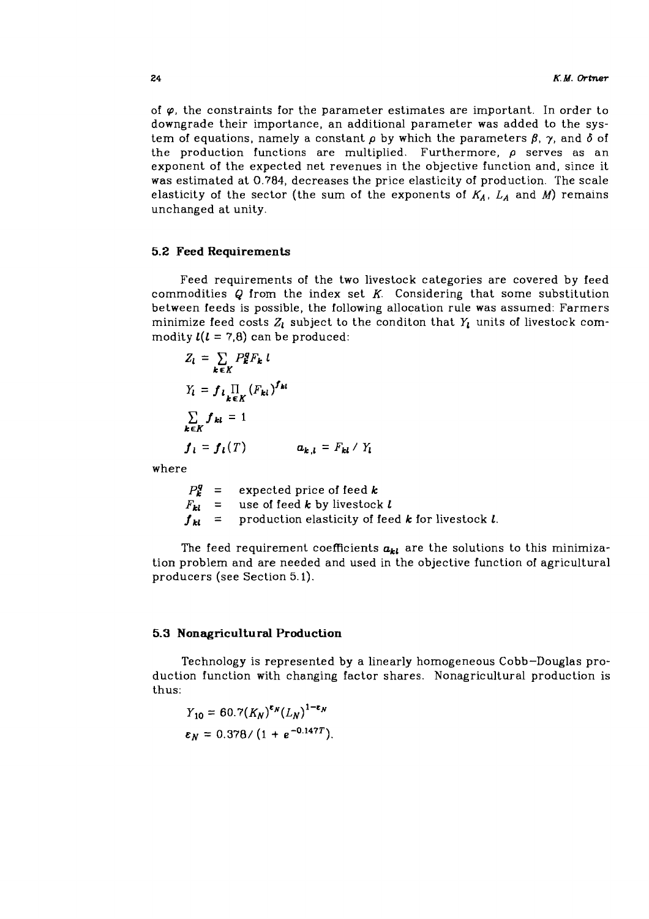of $\varphi$, the constraints for the parameter estimates are important. In order to downgrade their importance, an additional parameter was added to the system of equations, namely a constant $\rho$ by which the parameters $\beta$, $\gamma$, and $\delta$ of the production functions are multiplied. Furthermore, $\rho$ serves as an exponent of the expected net revenues in the objective function and, since it was estimated at 0.784, decreases the price elasticity of production. The scale elasticity of the sector (the sum of the exponents of $K_A$, $L_A$ and $M$) remains unchanged at unity.

### 5.2 Feed Requirements

Feed requirements of the two livestock categories are covered by feed commodities $Q$ from the index set $K$. Considering that some substitution between feeds is possible, the following allocation rule was assumed: Farmers minimize feed costs $Z_l$ subject to the conditon that $Y_l$ units of livestock commodity $l(l = 7{,}8)$ can be produced:

$$Z_l = \sum_{k \in K} P_k^q F_k \, l$$

$$Y_l = f_l \prod_{k \in K} (F_{kl})^{f_{kl}}$$

$$\sum_{k \in K} f_{kl} = 1$$

$$f_l = f_l(T) \qquad a_{k,l} = F_{kl} / Y_l$$

where

$P_k^q$ = expected price of feed $k$
$F_{kl}$ = use of feed $k$ by livestock $l$
$f_{kl}$ = production elasticity of feed $k$ for livestock $l$.

The feed requirement coefficients $a_{kl}$ are the solutions to this minimization problem and are needed and used in the objective function of agricultural producers (see Section 5.1).

### 5.3 Nonagricultural Production

Technology is represented by a linearly homogeneous Cobb–Douglas production function with changing factor shares. Nonagricultural production is thus:

$$Y_{10} = 60.7(K_N)^{\varepsilon_N}(L_N)^{1-\varepsilon_N}$$

$$\varepsilon_N = 0.378/(1 + e^{-0.147T}).$$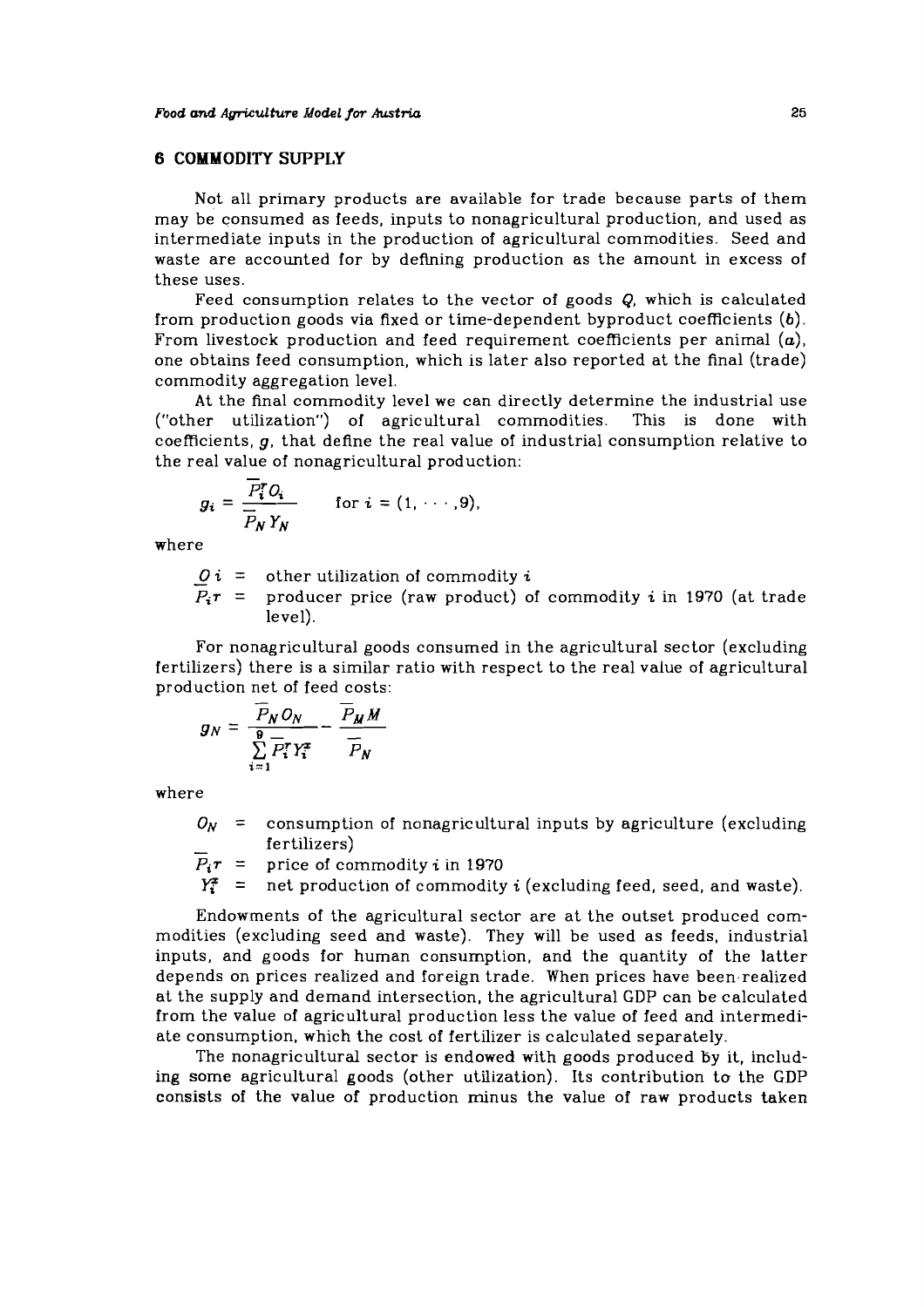## 6 COMMODITY SUPPLY

Not all primary products are available for trade because parts of them may be consumed as feeds, inputs to nonagricultural production, and used as intermediate inputs in the production of agricultural commodities. Seed and waste are accounted for by defining production as the amount in excess of these uses.

Feed consumption relates to the vector of goods $Q$, which is calculated from production goods via fixed or time-dependent byproduct coefficients ($b$). From livestock production and feed requirement coefficients per animal ($a$), one obtains feed consumption, which is later also reported at the final (trade) commodity aggregation level.

At the final commodity level we can directly determine the industrial use ("other utilization") of agricultural commodities. This is done with coefficients, $g$, that define the real value of industrial consumption relative to the real value of nonagricultural production:

$$g_i = \frac{\overline{P}_i^r O_i}{\overline{P}_N Y_N} \qquad \text{for } i = (1, \cdots, 9),$$

where

$O_i$ = other utilization of commodity $i$

$\overline{P}_i^r$ = producer price (raw product) of commodity $i$ in 1970 (at trade level).

For nonagricultural goods consumed in the agricultural sector (excluding fertilizers) there is a similar ratio with respect to the real value of agricultural production net of feed costs:

$$g_N = \frac{\overline{P}_N O_N}{\sum_{i=1}^{9} \overline{P}_i^r Y_i^z} - \frac{\overline{P}_M M}{\overline{P}_N}$$

where

$O_N$ = consumption of nonagricultural inputs by agriculture (excluding fertilizers)

$\overline{P}_i^r$ = price of commodity $i$ in 1970

$Y_i^z$ = net production of commodity $i$ (excluding feed, seed, and waste).

Endowments of the agricultural sector are at the outset produced commodities (excluding seed and waste). They will be used as feeds, industrial inputs, and goods for human consumption, and the quantity of the latter depends on prices realized and foreign trade. When prices have been realized at the supply and demand intersection, the agricultural GDP can be calculated from the value of agricultural production less the value of feed and intermediate consumption, which the cost of fertilizer is calculated separately.

The nonagricultural sector is endowed with goods produced by it, including some agricultural goods (other utilization). Its contribution to the GDP consists of the value of production minus the value of raw products taken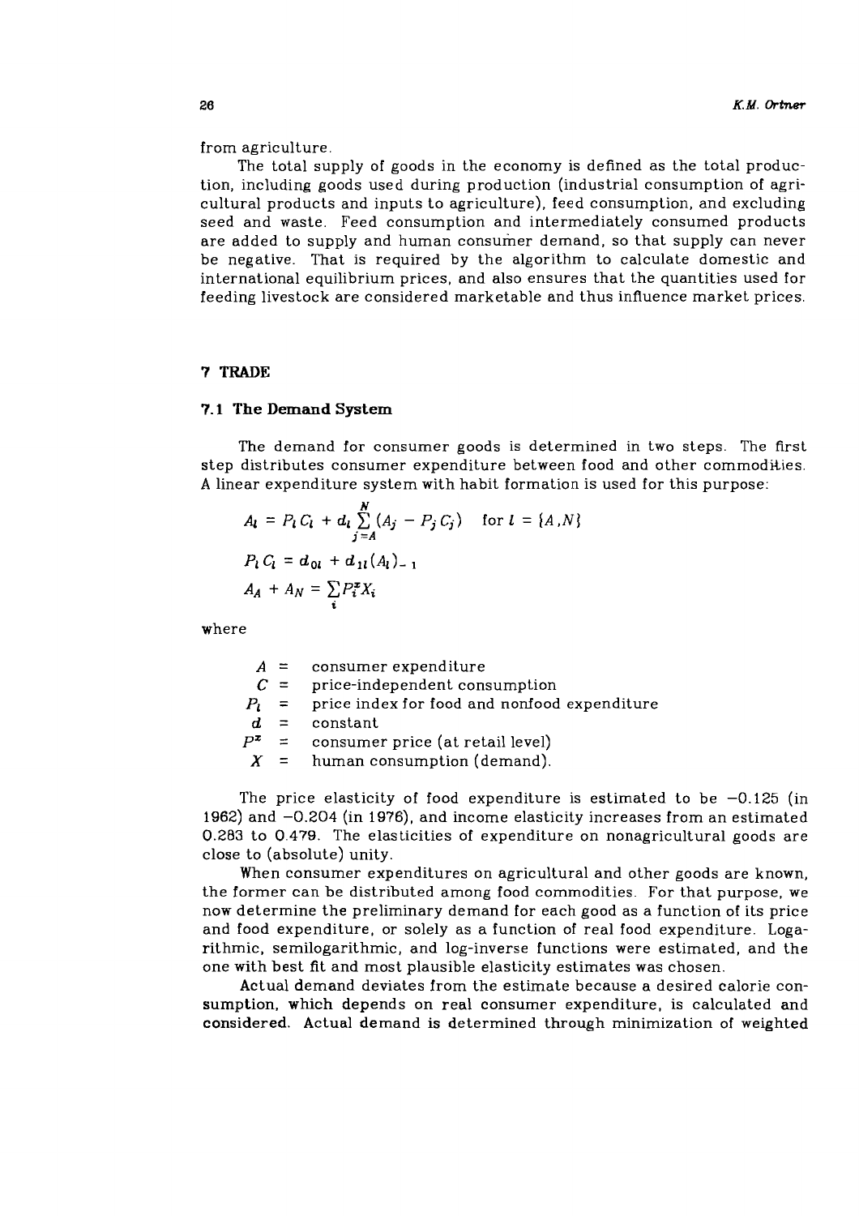from agriculture.

The total supply of goods in the economy is defined as the total production, including goods used during production (industrial consumption of agricultural products and inputs to agriculture), feed consumption, and excluding seed and waste. Feed consumption and intermediately consumed products are added to supply and human consumer demand, so that supply can never be negative. That is required by the algorithm to calculate domestic and international equilibrium prices, and also ensures that the quantities used for feeding livestock are considered marketable and thus influence market prices.

## 7 TRADE

### 7.1 The Demand System

The demand for consumer goods is determined in two steps. The first step distributes consumer expenditure between food and other commodities. A linear expenditure system with habit formation is used for this purpose:

$$A_l = P_l C_l + d_l \sum_{j=A}^{N} (A_j - P_j C_j) \quad \text{for } l = \{A, N\}$$

$$P_l C_l = d_{0l} + d_{1l} (A_l)_{-1}$$

$$A_A + A_N = \sum_i P_i^x X_i$$

where

- $A$ = consumer expenditure
- $C$ = price-independent consumption
- $P_l$ = price index for food and nonfood expenditure
- $d$ = constant
- $P^x$ = consumer price (at retail level)
- $X$ = human consumption (demand).

The price elasticity of food expenditure is estimated to be −0.125 (in 1962) and −0.204 (in 1976), and income elasticity increases from an estimated 0.283 to 0.479. The elasticities of expenditure on nonagricultural goods are close to (absolute) unity.

When consumer expenditures on agricultural and other goods are known, the former can be distributed among food commodities. For that purpose, we now determine the preliminary demand for each good as a function of its price and food expenditure, or solely as a function of real food expenditure. Logarithmic, semilogarithmic, and log-inverse functions were estimated, and the one with best fit and most plausible elasticity estimates was chosen.

Actual demand deviates from the estimate because a desired calorie consumption, which depends on real consumer expenditure, is calculated and considered. Actual demand is determined through minimization of weighted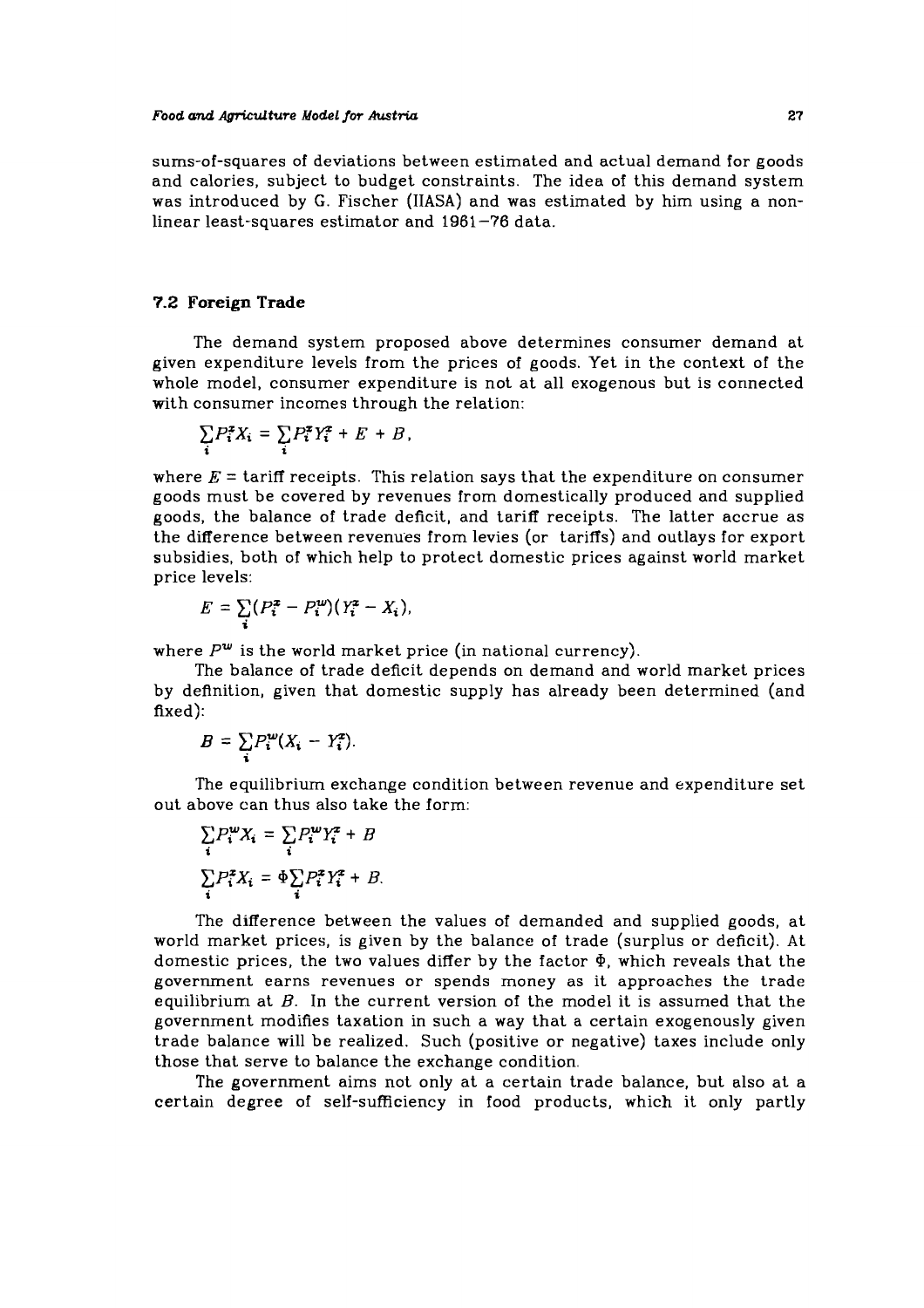sums-of-squares of deviations between estimated and actual demand for goods and calories, subject to budget constraints. The idea of this demand system was introduced by G. Fischer (IIASA) and was estimated by him using a non-linear least-squares estimator and 1961–76 data.

### 7.2 Foreign Trade

The demand system proposed above determines consumer demand at given expenditure levels from the prices of goods. Yet in the context of the whole model, consumer expenditure is not at all exogenous but is connected with consumer incomes through the relation:

$$\sum_i P_i^z X_i = \sum_i P_i^z Y_i^z + E + B,$$

where $E$ = tariff receipts. This relation says that the expenditure on consumer goods must be covered by revenues from domestically produced and supplied goods, the balance of trade deficit, and tariff receipts. The latter accrue as the difference between revenues from levies (or tariffs) and outlays for export subsidies, both of which help to protect domestic prices against world market price levels:

$$E = \sum_i (P_i^z - P_i^w)(Y_i^z - X_i),$$

where $P^w$ is the world market price (in national currency).

The balance of trade deficit depends on demand and world market prices by definition, given that domestic supply has already been determined (and fixed):

$$B = \sum_i P_i^w (X_i - Y_i^z).$$

The equilibrium exchange condition between revenue and expenditure set out above can thus also take the form:

$$\sum_i P_i^w X_i = \sum_i P_i^w Y_i^z + B$$

$$\sum_i P_i^z X_i = \Phi \sum_i P_i^z Y_i^z + B.$$

The difference between the values of demanded and supplied goods, at world market prices, is given by the balance of trade (surplus or deficit). At domestic prices, the two values differ by the factor $\Phi$, which reveals that the government earns revenues or spends money as it approaches the trade equilibrium at $B$. In the current version of the model it is assumed that the government modifies taxation in such a way that a certain exogenously given trade balance will be realized. Such (positive or negative) taxes include only those that serve to balance the exchange condition.

The government aims not only at a certain trade balance, but also at a certain degree of self-sufficiency in food products, which it only partly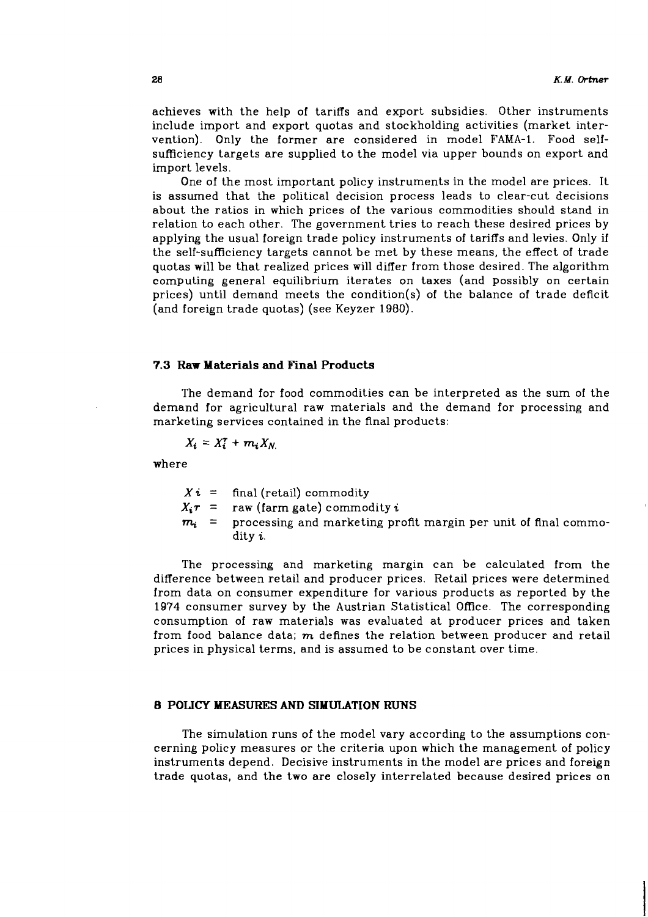achieves with the help of tariffs and export subsidies. Other instruments include import and export quotas and stockholding activities (market intervention). Only the former are considered in model FAMA-1. Food self-sufficiency targets are supplied to the model via upper bounds on export and import levels.

One of the most important policy instruments in the model are prices. It is assumed that the political decision process leads to clear-cut decisions about the ratios in which prices of the various commodities should stand in relation to each other. The government tries to reach these desired prices by applying the usual foreign trade policy instruments of tariffs and levies. Only if the self-sufficiency targets cannot be met by these means, the effect of trade quotas will be that realized prices will differ from those desired. The algorithm computing general equilibrium iterates on taxes (and possibly on certain prices) until demand meets the condition(s) of the balance of trade deficit (and foreign trade quotas) (see Keyzer 1980).

### 7.3 Raw Materials and Final Products

The demand for food commodities can be interpreted as the sum of the demand for agricultural raw materials and the demand for processing and marketing services contained in the final products:

$$X_i = X_i^r + m_i X_N,$$

where

$Xi$ = final (retail) commodity

$X_i r$ = raw (farm gate) commodity $i$

$m_i$ = processing and marketing profit margin per unit of final commodity $i$.

The processing and marketing margin can be calculated from the difference between retail and producer prices. Retail prices were determined from data on consumer expenditure for various products as reported by the 1974 consumer survey by the Austrian Statistical Office. The corresponding consumption of raw materials was evaluated at producer prices and taken from food balance data; $m$ defines the relation between producer and retail prices in physical terms, and is assumed to be constant over time.

## 8 POLICY MEASURES AND SIMULATION RUNS

The simulation runs of the model vary according to the assumptions concerning policy measures or the criteria upon which the management of policy instruments depend. Decisive instruments in the model are prices and foreign trade quotas, and the two are closely interrelated because desired prices on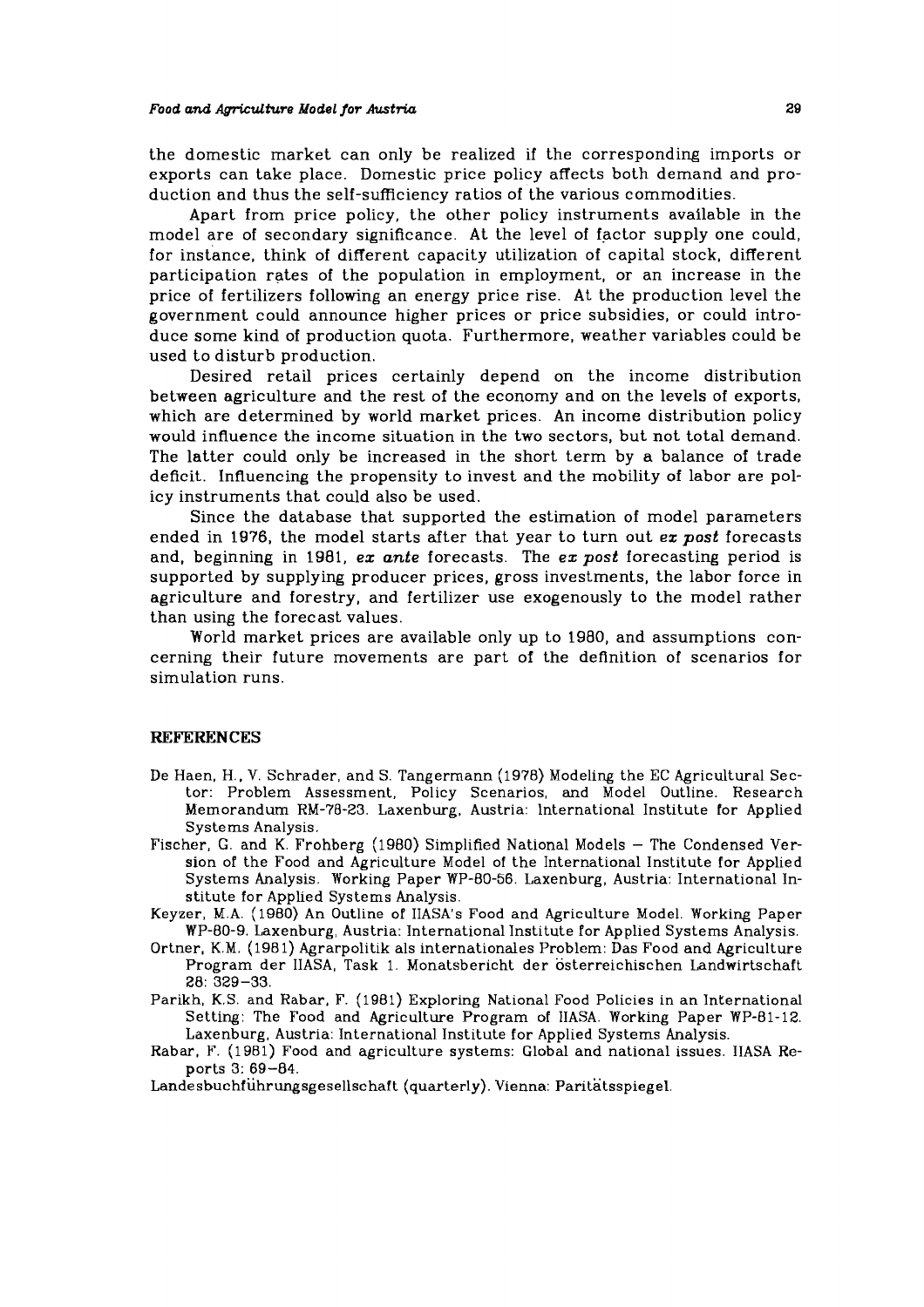the domestic market can only be realized if the corresponding imports or exports can take place. Domestic price policy affects both demand and production and thus the self-sufficiency ratios of the various commodities.

Apart from price policy, the other policy instruments available in the model are of secondary significance. At the level of factor supply one could, for instance, think of different capacity utilization of capital stock, different participation rates of the population in employment, or an increase in the price of fertilizers following an energy price rise. At the production level the government could announce higher prices or price subsidies, or could introduce some kind of production quota. Furthermore, weather variables could be used to disturb production.

Desired retail prices certainly depend on the income distribution between agriculture and the rest of the economy and on the levels of exports, which are determined by world market prices. An income distribution policy would influence the income situation in the two sectors, but not total demand. The latter could only be increased in the short term by a balance of trade deficit. Influencing the propensity to invest and the mobility of labor are policy instruments that could also be used.

Since the database that supported the estimation of model parameters ended in 1976, the model starts after that year to turn out *ex post* forecasts and, beginning in 1981, *ex ante* forecasts. The *ex post* forecasting period is supported by supplying producer prices, gross investments, the labor force in agriculture and forestry, and fertilizer use exogenously to the model rather than using the forecast values.

World market prices are available only up to 1980, and assumptions concerning their future movements are part of the definition of scenarios for simulation runs.

## REFERENCES

De Haen, H., V. Schrader, and S. Tangermann (1978) Modeling the EC Agricultural Sector: Problem Assessment, Policy Scenarios, and Model Outline. Research Memorandum RM-78-23. Laxenburg, Austria: International Institute for Applied Systems Analysis.

Fischer, G. and K. Frohberg (1980) Simplified National Models – The Condensed Version of the Food and Agriculture Model of the International Institute for Applied Systems Analysis. Working Paper WP-80-56. Laxenburg, Austria: International Institute for Applied Systems Analysis.

Keyzer, M.A. (1980) An Outline of IIASA's Food and Agriculture Model. Working Paper WP-80-9. Laxenburg, Austria: International Institute for Applied Systems Analysis.

Ortner, K.M. (1981) Agrarpolitik als internationales Problem: Das Food and Agriculture Program der IIASA, Task 1. Monatsbericht der österreichischen Landwirtschaft 28: 329–33.

Parikh, K.S. and Rabar, F. (1981) Exploring National Food Policies in an International Setting: The Food and Agriculture Program of IIASA. Working Paper WP-81-12. Laxenburg, Austria: International Institute for Applied Systems Analysis.

Rabar, F. (1981) Food and agriculture systems: Global and national issues. IIASA Reports 3: 69–84.

Landesbuchführungsgesellschaft (quarterly). Vienna: Paritätsspiegel.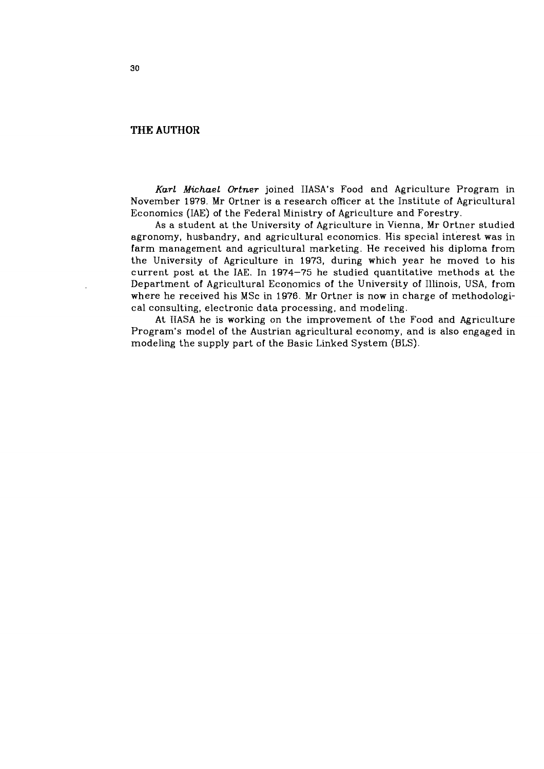## THE AUTHOR

*Karl Michael Ortner* joined IIASA's Food and Agriculture Program in November 1979. Mr Ortner is a research officer at the Institute of Agricultural Economics (IAE) of the Federal Ministry of Agriculture and Forestry.

As a student at the University of Agriculture in Vienna, Mr Ortner studied agronomy, husbandry, and agricultural economics. His special interest was in farm management and agricultural marketing. He received his diploma from the University of Agriculture in 1973, during which year he moved to his current post at the IAE. In 1974–75 he studied quantitative methods at the Department of Agricultural Economics of the University of Illinois, USA, from where he received his MSc in 1976. Mr Ortner is now in charge of methodological consulting, electronic data processing, and modeling.

At IIASA he is working on the improvement of the Food and Agriculture Program's model of the Austrian agricultural economy, and is also engaged in modeling the supply part of the Basic Linked System (BLS).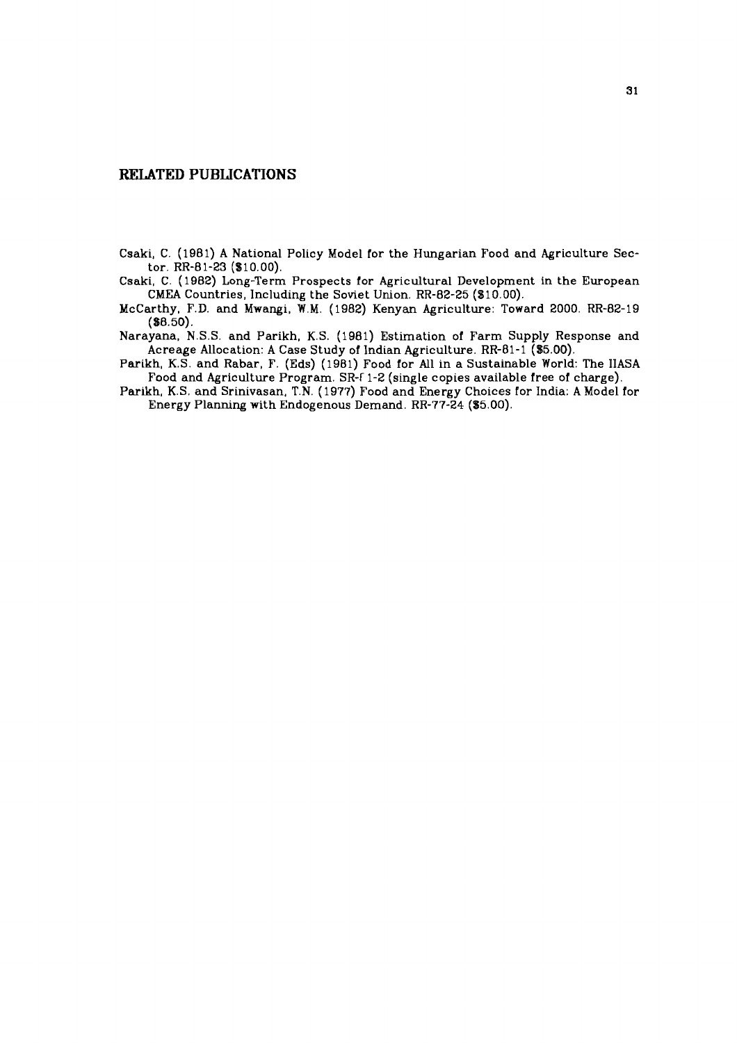## RELATED PUBLICATIONS

Csaki, C. (1981) A National Policy Model for the Hungarian Food and Agriculture Sector. RR-81-23 ($10.00).

Csaki, C. (1982) Long-Term Prospects for Agricultural Development in the European CMEA Countries, Including the Soviet Union. RR-82-25 ($10.00).

McCarthy, F.D. and Mwangi, W.M. (1982) Kenyan Agriculture: Toward 2000. RR-82-19 ($8.50).

Narayana, N.S.S. and Parikh, K.S. (1981) Estimation of Farm Supply Response and Acreage Allocation: A Case Study of Indian Agriculture. RR-81-1 ($5.00).

Parikh, K.S. and Rabar, F. (Eds) (1981) Food for All in a Sustainable World: The IIASA Food and Agriculture Program. SR-81-2 (single copies available free of charge).

Parikh, K.S. and Srinivasan, T.N. (1977) Food and Energy Choices for India: A Model for Energy Planning with Endogenous Demand. RR-77-24 ($5.00).